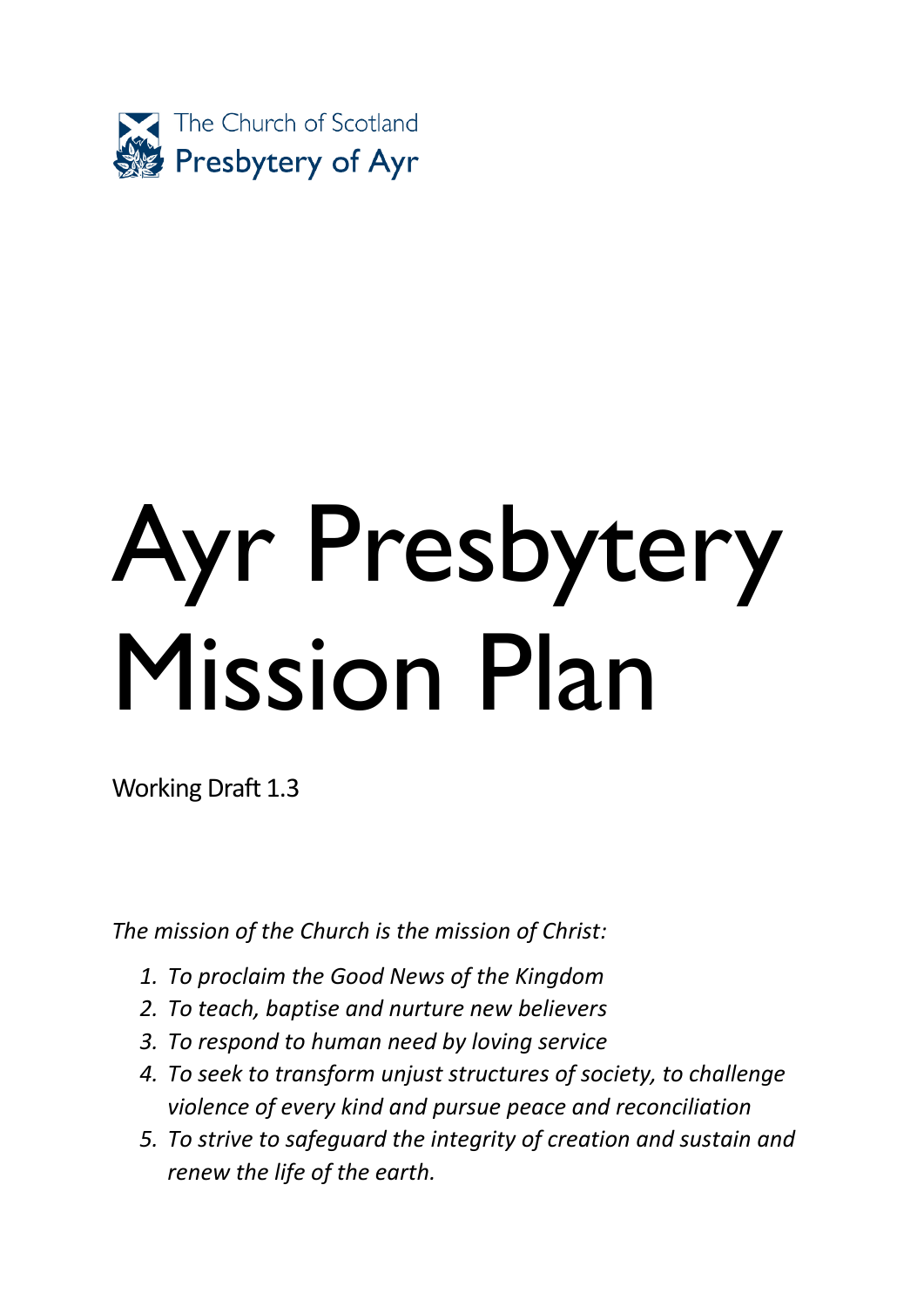The Church of Scotland
Presbytery of Ayr

# Ayr Presbytery Mission Plan

Working Draft 1.3

*The mission of the Church is the mission of Christ:*

1. *To proclaim the Good News of the Kingdom*
2. *To teach, baptise and nurture new believers*
3. *To respond to human need by loving service*
4. *To seek to transform unjust structures of society, to challenge violence of every kind and pursue peace and reconciliation*
5. *To strive to safeguard the integrity of creation and sustain and renew the life of the earth.*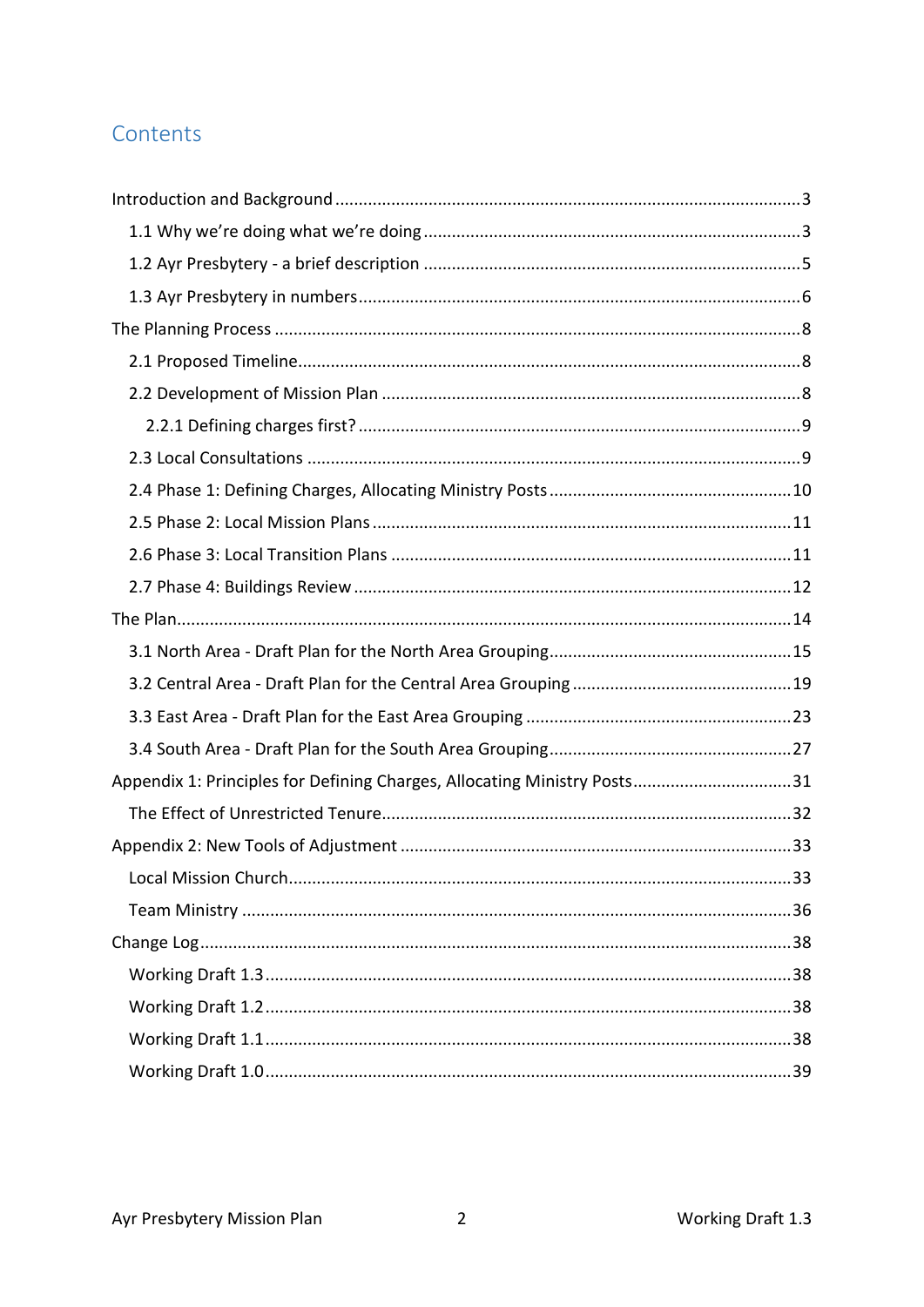# Contents

Introduction and Background ........................................................................................................ 3

- 1.1 Why we're doing what we're doing ........................................................................................ 3
- 1.2 Ayr Presbytery - a brief description ...................................................................................... 5
- 1.3 Ayr Presbytery in numbers..................................................................................................... 6

The Planning Process ..................................................................................................................... 8

- 2.1 Proposed Timeline.................................................................................................................. 8
- 2.2 Development of Mission Plan ................................................................................................ 8
  - 2.2.1 Defining charges first? ..................................................................................................... 9
- 2.3 Local Consultations ............................................................................................................... 9
- 2.4 Phase 1: Defining Charges, Allocating Ministry Posts ......................................................... 10
- 2.5 Phase 2: Local Mission Plans ............................................................................................... 11
- 2.6 Phase 3: Local Transition Plans ........................................................................................... 11
- 2.7 Phase 4: Buildings Review ................................................................................................... 12

The Plan........................................................................................................................................ 14

- 3.1 North Area - Draft Plan for the North Area Grouping......................................................... 15
- 3.2 Central Area - Draft Plan for the Central Area Grouping .................................................... 19
- 3.3 East Area - Draft Plan for the East Area Grouping .............................................................. 23
- 3.4 South Area - Draft Plan for the South Area Grouping......................................................... 27

Appendix 1: Principles for Defining Charges, Allocating Ministry Posts ...................................... 31

- The Effect of Unrestricted Tenure............................................................................................ 32

Appendix 2: New Tools of Adjustment ........................................................................................ 33

- Local Mission Church................................................................................................................ 33
- Team Ministry .......................................................................................................................... 36

Change Log................................................................................................................................... 38

- Working Draft 1.3 ..................................................................................................................... 38
- Working Draft 1.2 ..................................................................................................................... 38
- Working Draft 1.1 ..................................................................................................................... 38
- Working Draft 1.0 ..................................................................................................................... 39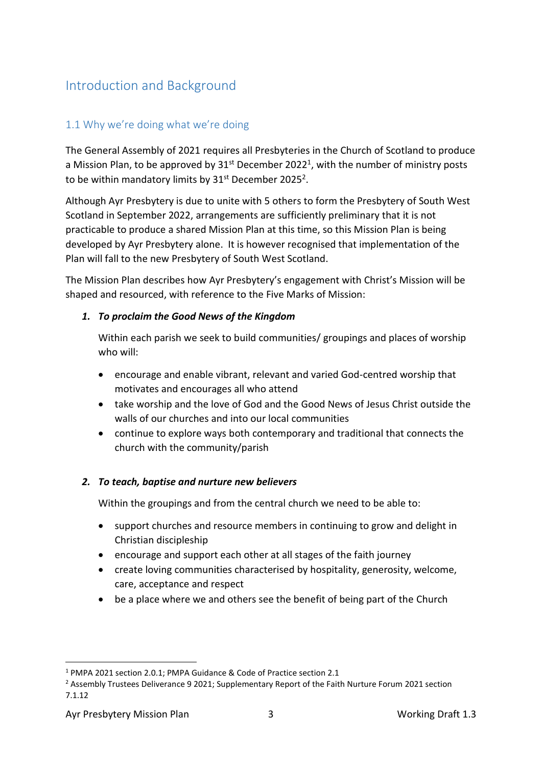# Introduction and Background

## 1.1 Why we're doing what we're doing

The General Assembly of 2021 requires all Presbyteries in the Church of Scotland to produce a Mission Plan, to be approved by 31st December 2022[1], with the number of ministry posts to be within mandatory limits by 31st December 2025[2].

Although Ayr Presbytery is due to unite with 5 others to form the Presbytery of South West Scotland in September 2022, arrangements are sufficiently preliminary that it is not practicable to produce a shared Mission Plan at this time, so this Mission Plan is being developed by Ayr Presbytery alone. It is however recognised that implementation of the Plan will fall to the new Presbytery of South West Scotland.

The Mission Plan describes how Ayr Presbytery's engagement with Christ's Mission will be shaped and resourced, with reference to the Five Marks of Mission:

1. ***To proclaim the Good News of the Kingdom***

   Within each parish we seek to build communities/ groupings and places of worship who will:

   - encourage and enable vibrant, relevant and varied God-centred worship that motivates and encourages all who attend
   - take worship and the love of God and the Good News of Jesus Christ outside the walls of our churches and into our local communities
   - continue to explore ways both contemporary and traditional that connects the church with the community/parish

2. ***To teach, baptise and nurture new believers***

   Within the groupings and from the central church we need to be able to:

   - support churches and resource members in continuing to grow and delight in Christian discipleship
   - encourage and support each other at all stages of the faith journey
   - create loving communities characterised by hospitality, generosity, welcome, care, acceptance and respect
   - be a place where we and others see the benefit of being part of the Church

---

[1] PMPA 2021 section 2.0.1; PMPA Guidance & Code of Practice section 2.1

[2] Assembly Trustees Deliverance 9 2021; Supplementary Report of the Faith Nurture Forum 2021 section 7.1.12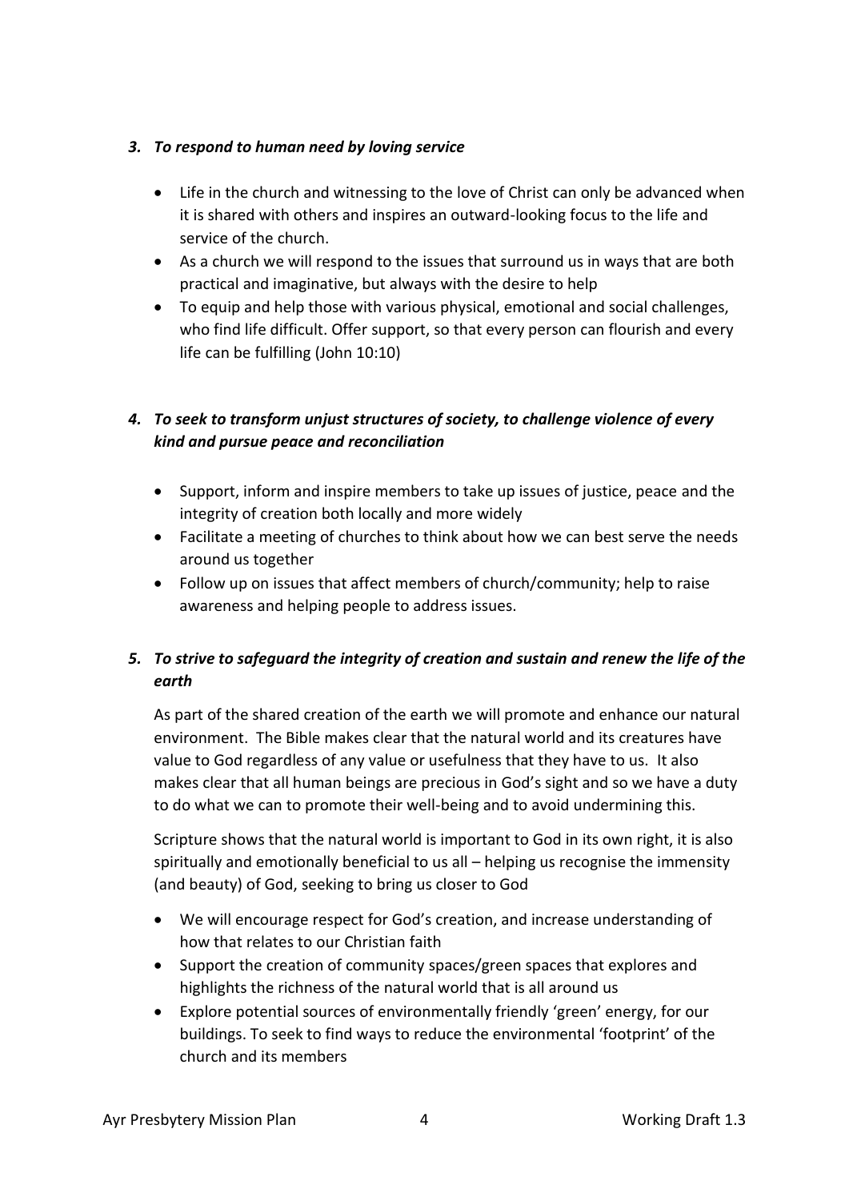### *3. To respond to human need by loving service*

- Life in the church and witnessing to the love of Christ can only be advanced when it is shared with others and inspires an outward-looking focus to the life and service of the church.
- As a church we will respond to the issues that surround us in ways that are both practical and imaginative, but always with the desire to help
- To equip and help those with various physical, emotional and social challenges, who find life difficult. Offer support, so that every person can flourish and every life can be fulfilling (John 10:10)

### *4. To seek to transform unjust structures of society, to challenge violence of every kind and pursue peace and reconciliation*

- Support, inform and inspire members to take up issues of justice, peace and the integrity of creation both locally and more widely
- Facilitate a meeting of churches to think about how we can best serve the needs around us together
- Follow up on issues that affect members of church/community; help to raise awareness and helping people to address issues.

### *5. To strive to safeguard the integrity of creation and sustain and renew the life of the earth*

As part of the shared creation of the earth we will promote and enhance our natural environment. The Bible makes clear that the natural world and its creatures have value to God regardless of any value or usefulness that they have to us. It also makes clear that all human beings are precious in God's sight and so we have a duty to do what we can to promote their well-being and to avoid undermining this.

Scripture shows that the natural world is important to God in its own right, it is also spiritually and emotionally beneficial to us all – helping us recognise the immensity (and beauty) of God, seeking to bring us closer to God

- We will encourage respect for God's creation, and increase understanding of how that relates to our Christian faith
- Support the creation of community spaces/green spaces that explores and highlights the richness of the natural world that is all around us
- Explore potential sources of environmentally friendly 'green' energy, for our buildings. To seek to find ways to reduce the environmental 'footprint' of the church and its members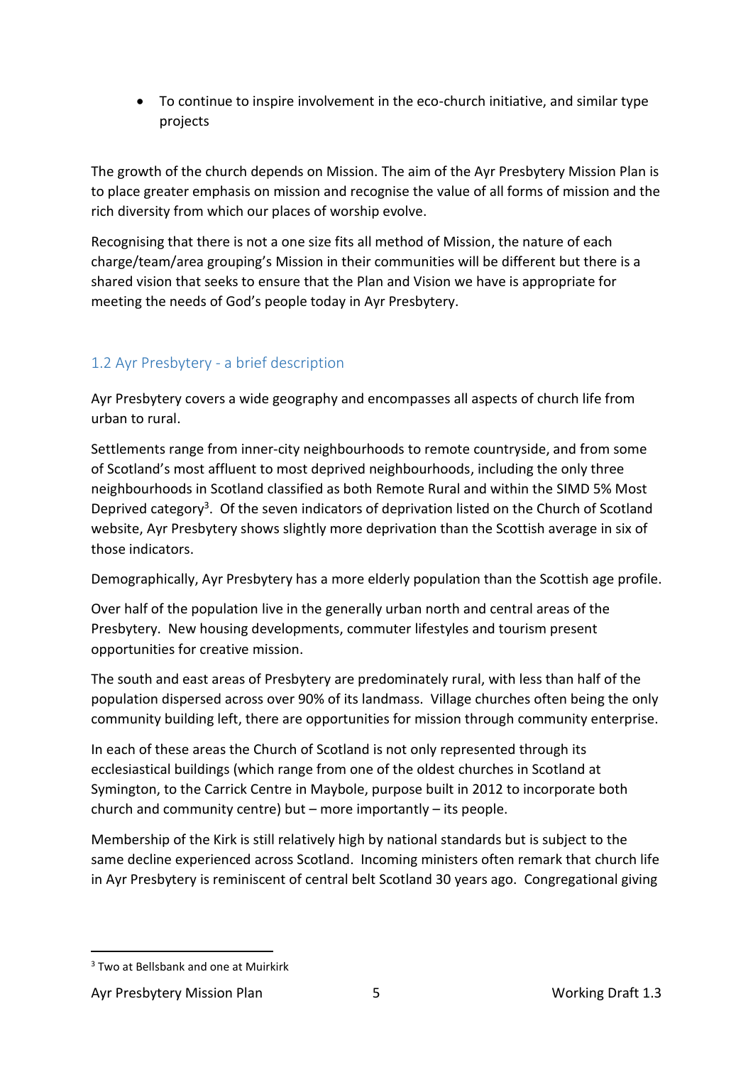- To continue to inspire involvement in the eco-church initiative, and similar type projects

The growth of the church depends on Mission. The aim of the Ayr Presbytery Mission Plan is to place greater emphasis on mission and recognise the value of all forms of mission and the rich diversity from which our places of worship evolve.

Recognising that there is not a one size fits all method of Mission, the nature of each charge/team/area grouping's Mission in their communities will be different but there is a shared vision that seeks to ensure that the Plan and Vision we have is appropriate for meeting the needs of God's people today in Ayr Presbytery.

## 1.2 Ayr Presbytery - a brief description

Ayr Presbytery covers a wide geography and encompasses all aspects of church life from urban to rural.

Settlements range from inner-city neighbourhoods to remote countryside, and from some of Scotland's most affluent to most deprived neighbourhoods, including the only three neighbourhoods in Scotland classified as both Remote Rural and within the SIMD 5% Most Deprived category[3]. Of the seven indicators of deprivation listed on the Church of Scotland website, Ayr Presbytery shows slightly more deprivation than the Scottish average in six of those indicators.

Demographically, Ayr Presbytery has a more elderly population than the Scottish age profile.

Over half of the population live in the generally urban north and central areas of the Presbytery. New housing developments, commuter lifestyles and tourism present opportunities for creative mission.

The south and east areas of Presbytery are predominately rural, with less than half of the population dispersed across over 90% of its landmass. Village churches often being the only community building left, there are opportunities for mission through community enterprise.

In each of these areas the Church of Scotland is not only represented through its ecclesiastical buildings (which range from one of the oldest churches in Scotland at Symington, to the Carrick Centre in Maybole, purpose built in 2012 to incorporate both church and community centre) but – more importantly – its people.

Membership of the Kirk is still relatively high by national standards but is subject to the same decline experienced across Scotland. Incoming ministers often remark that church life in Ayr Presbytery is reminiscent of central belt Scotland 30 years ago. Congregational giving

---

[3] Two at Bellsbank and one at Muirkirk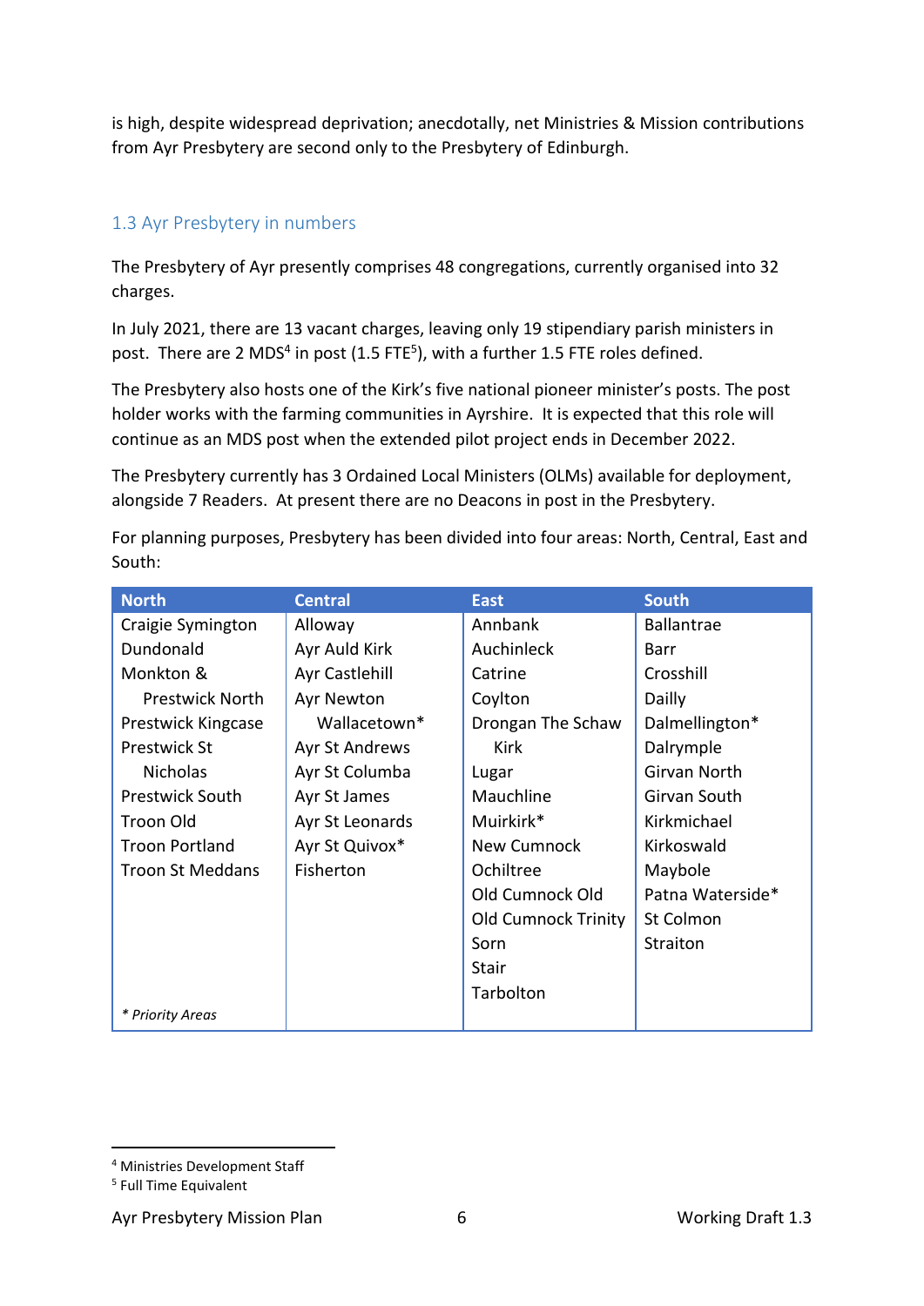is high, despite widespread deprivation; anecdotally, net Ministries & Mission contributions from Ayr Presbytery are second only to the Presbytery of Edinburgh.

### 1.3 Ayr Presbytery in numbers

The Presbytery of Ayr presently comprises 48 congregations, currently organised into 32 charges.

In July 2021, there are 13 vacant charges, leaving only 19 stipendiary parish ministers in post. There are 2 MDS[4] in post (1.5 FTE[5]), with a further 1.5 FTE roles defined.

The Presbytery also hosts one of the Kirk's five national pioneer minister's posts. The post holder works with the farming communities in Ayrshire. It is expected that this role will continue as an MDS post when the extended pilot project ends in December 2022.

The Presbytery currently has 3 Ordained Local Ministers (OLMs) available for deployment, alongside 7 Readers. At present there are no Deacons in post in the Presbytery.

For planning purposes, Presbytery has been divided into four areas: North, Central, East and South:

| North | Central | East | South |
|---|---|---|---|
| Craigie Symington | Alloway | Annbank | Ballantrae |
| Dundonald | Ayr Auld Kirk | Auchinleck | Barr |
| Monkton & Prestwick North | Ayr Castlehill | Catrine | Crosshill |
| Prestwick Kingcase | Ayr Newton Wallacetown* | Coylton | Dailly |
| Prestwick St Nicholas | Ayr St Andrews | Drongan The Schaw Kirk | Dalmellington* |
| Prestwick South | Ayr St Columba | Lugar | Dalrymple |
| Troon Old | Ayr St James | Mauchline | Girvan North |
| Troon Portland | Ayr St Leonards | Muirkirk* | Girvan South |
| Troon St Meddans | Ayr St Quivox* | New Cumnock | Kirkmichael |
| | Fisherton | Ochiltree | Kirkoswald |
| | | Old Cumnock Old | Maybole |
| | | Old Cumnock Trinity | Patna Waterside* |
| | | Sorn | St Colmon |
| | | Stair | Straiton |
| | | Tarbolton | |

*\* Priority Areas*

---

[4] Ministries Development Staff

[5] Full Time Equivalent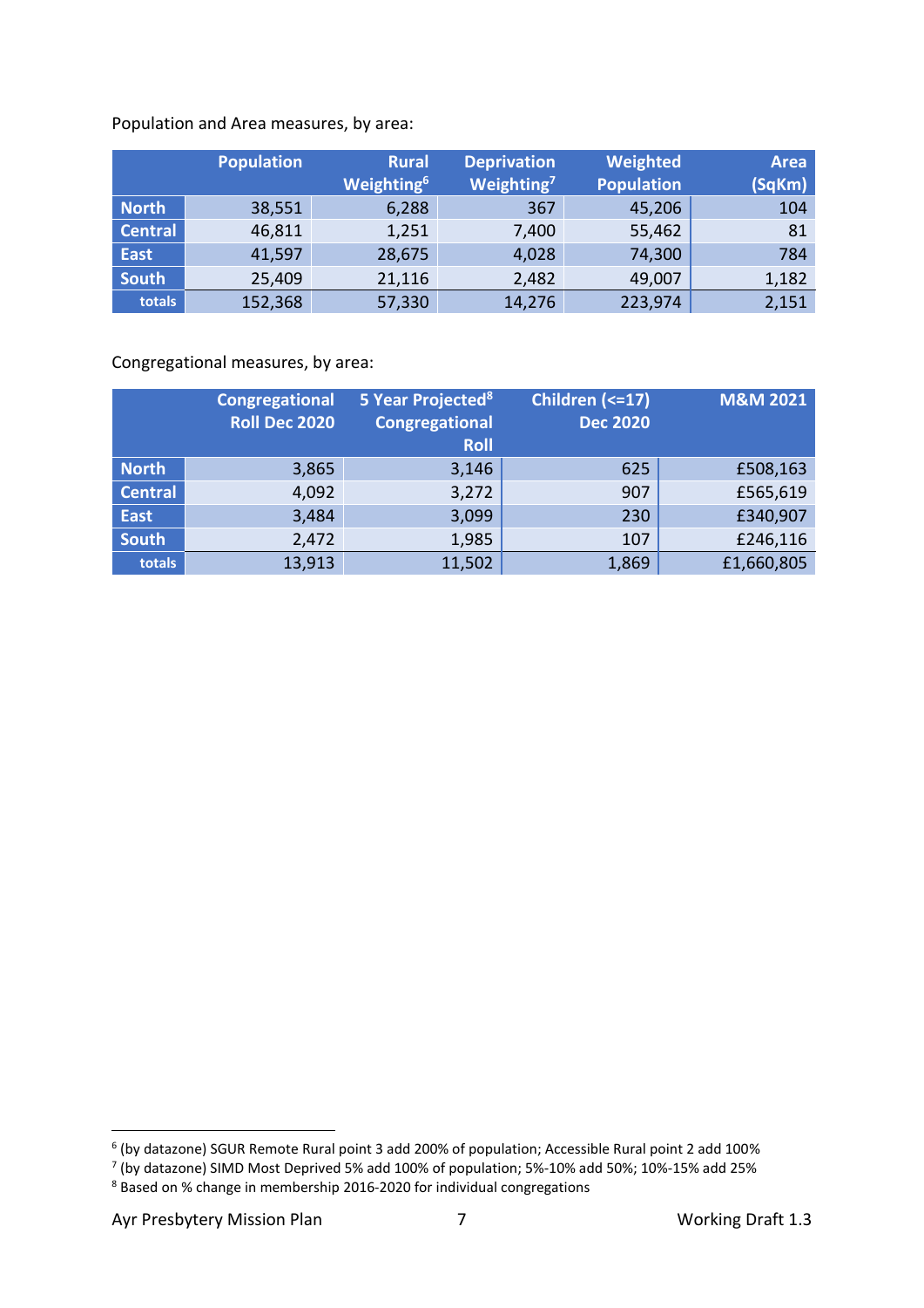Population and Area measures, by area:

| | Population | Rural Weighting[6] | Deprivation Weighting[7] | Weighted Population | Area (SqKm) |
|---|---|---|---|---|---|
| North | 38,551 | 6,288 | 367 | 45,206 | 104 |
| Central | 46,811 | 1,251 | 7,400 | 55,462 | 81 |
| East | 41,597 | 28,675 | 4,028 | 74,300 | 784 |
| South | 25,409 | 21,116 | 2,482 | 49,007 | 1,182 |
| totals | 152,368 | 57,330 | 14,276 | 223,974 | 2,151 |

Congregational measures, by area:

| | Congregational Roll Dec 2020 | 5 Year Projected[8] Congregational Roll | Children (<=17) Dec 2020 | M&M 2021 |
|---|---|---|---|---|
| North | 3,865 | 3,146 | 625 | £508,163 |
| Central | 4,092 | 3,272 | 907 | £565,619 |
| East | 3,484 | 3,099 | 230 | £340,907 |
| South | 2,472 | 1,985 | 107 | £246,116 |
| totals | 13,913 | 11,502 | 1,869 | £1,660,805 |

[6] (by datazone) SGUR Remote Rural point 3 add 200% of population; Accessible Rural point 2 add 100%

[7] (by datazone) SIMD Most Deprived 5% add 100% of population; 5%-10% add 50%; 10%-15% add 25%

[8] Based on % change in membership 2016-2020 for individual congregations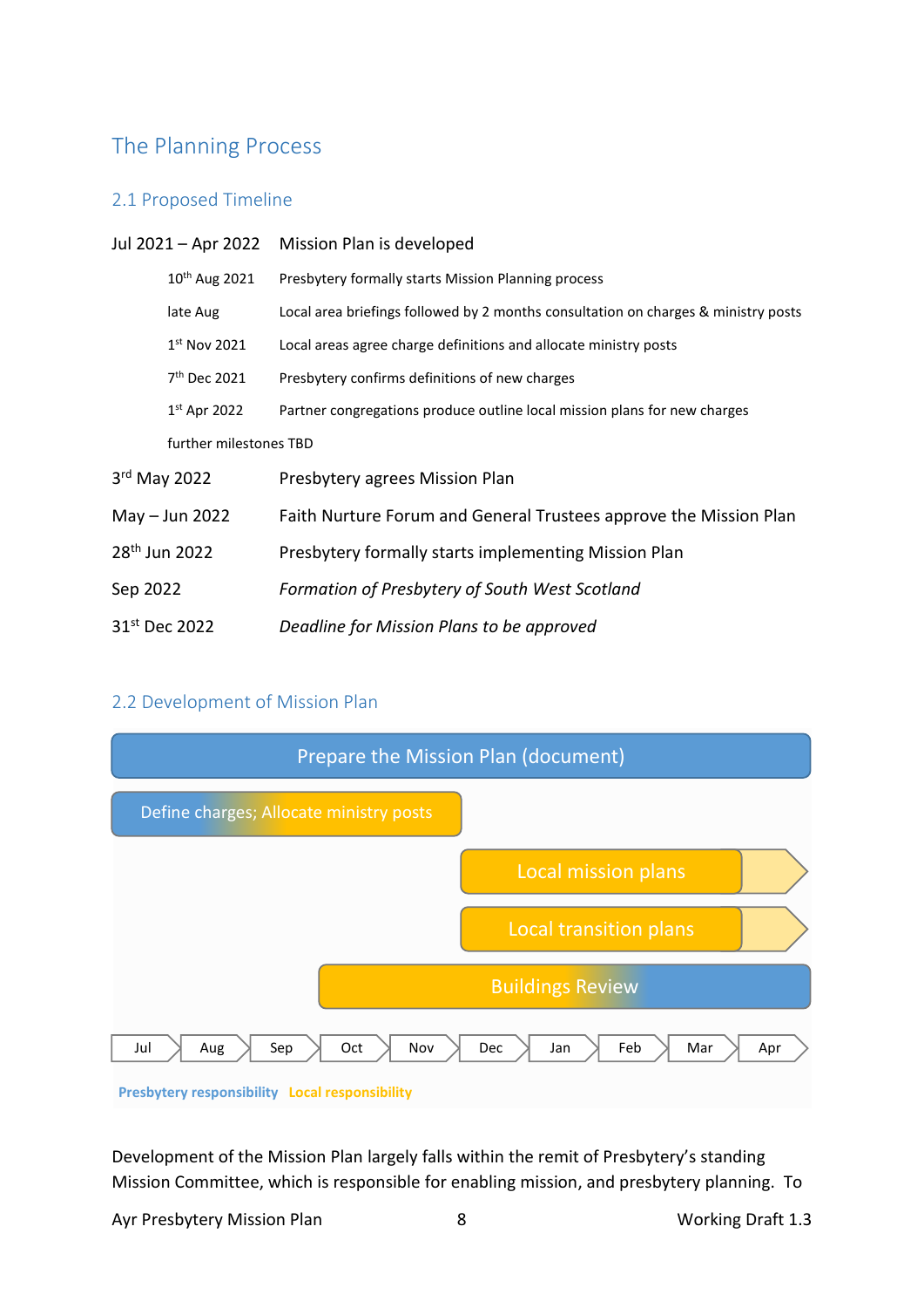## The Planning Process

### 2.1 Proposed Timeline

| | |
|---|---|
| Jul 2021 – Apr 2022 | Mission Plan is developed |
| 10th Aug 2021 | Presbytery formally starts Mission Planning process |
| late Aug | Local area briefings followed by 2 months consultation on charges & ministry posts |
| 1st Nov 2021 | Local areas agree charge definitions and allocate ministry posts |
| 7th Dec 2021 | Presbytery confirms definitions of new charges |
| 1st Apr 2022 | Partner congregations produce outline local mission plans for new charges |
| further milestones TBD | |
| 3rd May 2022 | Presbytery agrees Mission Plan |
| May – Jun 2022 | Faith Nurture Forum and General Trustees approve the Mission Plan |
| 28th Jun 2022 | Presbytery formally starts implementing Mission Plan |
| Sep 2022 | *Formation of Presbytery of South West Scotland* |
| 31st Dec 2022 | *Deadline for Mission Plans to be approved* |

### 2.2 Development of Mission Plan

| Activity | Period | Responsibility |
|---|---|---|
| Prepare the Mission Plan (document) | Jul – Apr | Presbytery |
| Define charges; Allocate ministry posts | Jul – Nov | Presbytery → Local |
| Local mission plans | Dec – Mar (continuing) | Local |
| Local transition plans | Dec – Mar (continuing) | Local |
| Buildings Review | Oct – Apr | Local → Presbytery |

Presbytery responsibility   Local responsibility

Development of the Mission Plan largely falls within the remit of Presbytery's standing Mission Committee, which is responsible for enabling mission, and presbytery planning. To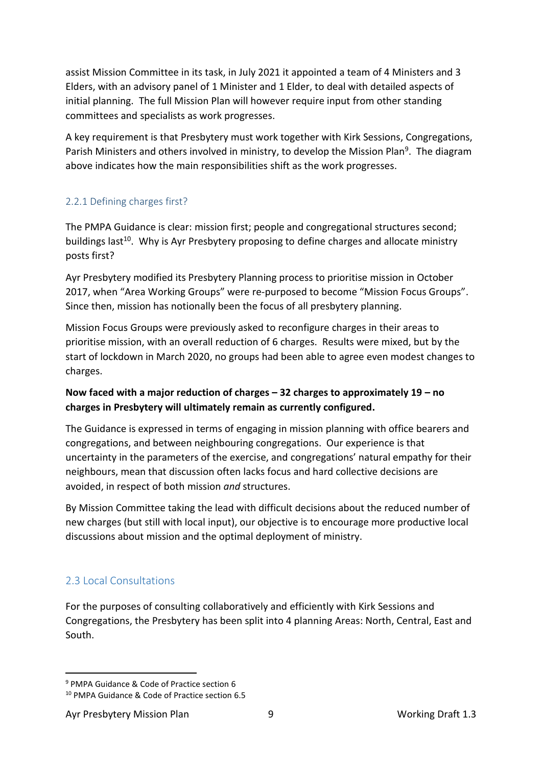assist Mission Committee in its task, in July 2021 it appointed a team of 4 Ministers and 3 Elders, with an advisory panel of 1 Minister and 1 Elder, to deal with detailed aspects of initial planning. The full Mission Plan will however require input from other standing committees and specialists as work progresses.

A key requirement is that Presbytery must work together with Kirk Sessions, Congregations, Parish Ministers and others involved in ministry, to develop the Mission Plan[9]. The diagram above indicates how the main responsibilities shift as the work progresses.

### 2.2.1 Defining charges first?

The PMPA Guidance is clear: mission first; people and congregational structures second; buildings last[10]. Why is Ayr Presbytery proposing to define charges and allocate ministry posts first?

Ayr Presbytery modified its Presbytery Planning process to prioritise mission in October 2017, when "Area Working Groups" were re-purposed to become "Mission Focus Groups". Since then, mission has notionally been the focus of all presbytery planning.

Mission Focus Groups were previously asked to reconfigure charges in their areas to prioritise mission, with an overall reduction of 6 charges. Results were mixed, but by the start of lockdown in March 2020, no groups had been able to agree even modest changes to charges.

**Now faced with a major reduction of charges – 32 charges to approximately 19 – no charges in Presbytery will ultimately remain as currently configured.**

The Guidance is expressed in terms of engaging in mission planning with office bearers and congregations, and between neighbouring congregations. Our experience is that uncertainty in the parameters of the exercise, and congregations' natural empathy for their neighbours, mean that discussion often lacks focus and hard collective decisions are avoided, in respect of both mission *and* structures.

By Mission Committee taking the lead with difficult decisions about the reduced number of new charges (but still with local input), our objective is to encourage more productive local discussions about mission and the optimal deployment of ministry.

## 2.3 Local Consultations

For the purposes of consulting collaboratively and efficiently with Kirk Sessions and Congregations, the Presbytery has been split into 4 planning Areas: North, Central, East and South.

---

[9] PMPA Guidance & Code of Practice section 6

[10] PMPA Guidance & Code of Practice section 6.5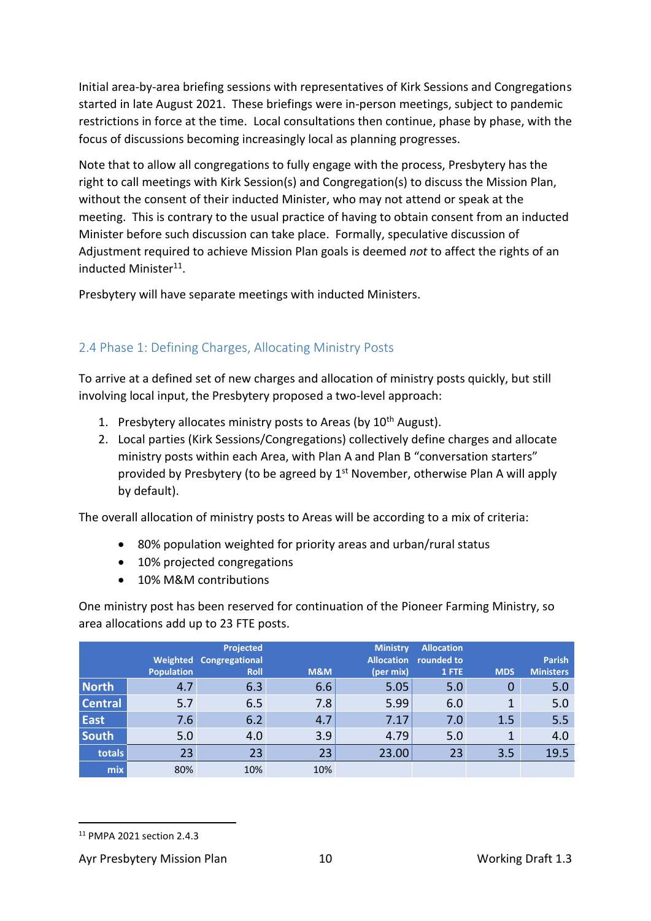Initial area-by-area briefing sessions with representatives of Kirk Sessions and Congregations started in late August 2021. These briefings were in-person meetings, subject to pandemic restrictions in force at the time. Local consultations then continue, phase by phase, with the focus of discussions becoming increasingly local as planning progresses.

Note that to allow all congregations to fully engage with the process, Presbytery has the right to call meetings with Kirk Session(s) and Congregation(s) to discuss the Mission Plan, without the consent of their inducted Minister, who may not attend or speak at the meeting. This is contrary to the usual practice of having to obtain consent from an inducted Minister before such discussion can take place. Formally, speculative discussion of Adjustment required to achieve Mission Plan goals is deemed *not* to affect the rights of an inducted Minister[11].

Presbytery will have separate meetings with inducted Ministers.

## 2.4 Phase 1: Defining Charges, Allocating Ministry Posts

To arrive at a defined set of new charges and allocation of ministry posts quickly, but still involving local input, the Presbytery proposed a two-level approach:

1. Presbytery allocates ministry posts to Areas (by 10th August).
2. Local parties (Kirk Sessions/Congregations) collectively define charges and allocate ministry posts within each Area, with Plan A and Plan B "conversation starters" provided by Presbytery (to be agreed by 1st November, otherwise Plan A will apply by default).

The overall allocation of ministry posts to Areas will be according to a mix of criteria:

- 80% population weighted for priority areas and urban/rural status
- 10% projected congregations
- 10% M&M contributions

One ministry post has been reserved for continuation of the Pioneer Farming Ministry, so area allocations add up to 23 FTE posts.

| | Weighted Population | Projected Congregational Roll | M&M | Ministry Allocation (per mix) | Allocation rounded to 1 FTE | MDS | Parish Ministers |
|---|---|---|---|---|---|---|---|
| North | 4.7 | 6.3 | 6.6 | 5.05 | 5.0 | 0 | 5.0 |
| Central | 5.7 | 6.5 | 7.8 | 5.99 | 6.0 | 1 | 5.0 |
| East | 7.6 | 6.2 | 4.7 | 7.17 | 7.0 | 1.5 | 5.5 |
| South | 5.0 | 4.0 | 3.9 | 4.79 | 5.0 | 1 | 4.0 |
| totals | 23 | 23 | 23 | 23.00 | 23 | 3.5 | 19.5 |
| mix | 80% | 10% | 10% | | | | |

[11] PMPA 2021 section 2.4.3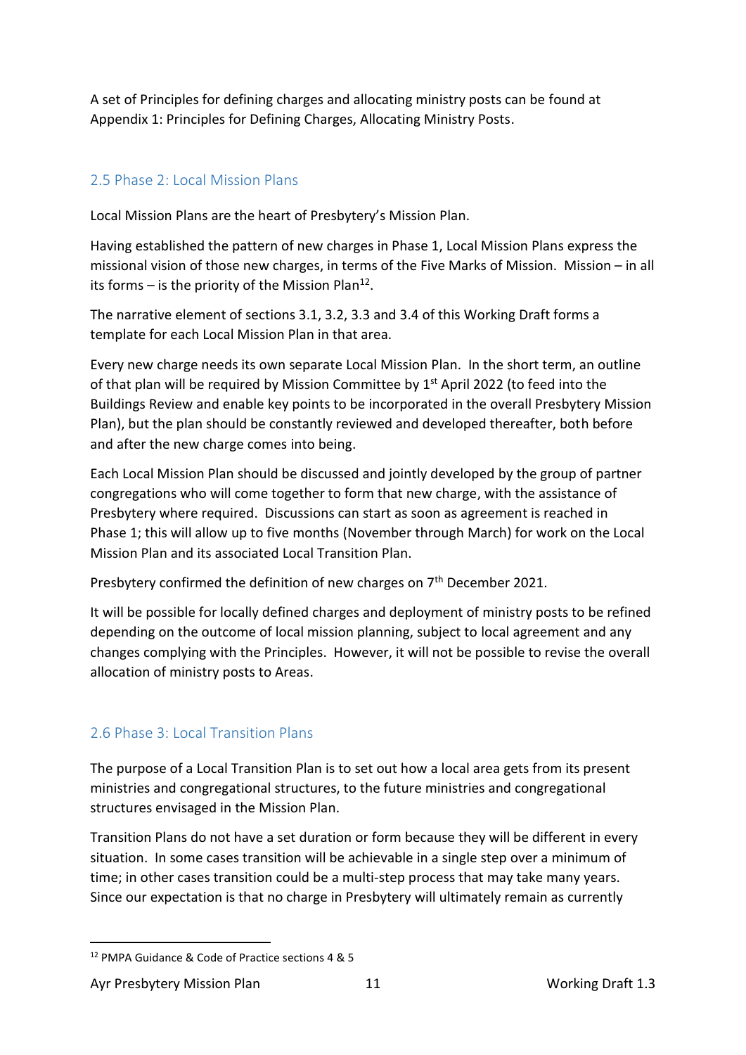A set of Principles for defining charges and allocating ministry posts can be found at Appendix 1: Principles for Defining Charges, Allocating Ministry Posts.

## 2.5 Phase 2: Local Mission Plans

Local Mission Plans are the heart of Presbytery's Mission Plan.

Having established the pattern of new charges in Phase 1, Local Mission Plans express the missional vision of those new charges, in terms of the Five Marks of Mission. Mission – in all its forms – is the priority of the Mission Plan[12].

The narrative element of sections 3.1, 3.2, 3.3 and 3.4 of this Working Draft forms a template for each Local Mission Plan in that area.

Every new charge needs its own separate Local Mission Plan. In the short term, an outline of that plan will be required by Mission Committee by 1st April 2022 (to feed into the Buildings Review and enable key points to be incorporated in the overall Presbytery Mission Plan), but the plan should be constantly reviewed and developed thereafter, both before and after the new charge comes into being.

Each Local Mission Plan should be discussed and jointly developed by the group of partner congregations who will come together to form that new charge, with the assistance of Presbytery where required. Discussions can start as soon as agreement is reached in Phase 1; this will allow up to five months (November through March) for work on the Local Mission Plan and its associated Local Transition Plan.

Presbytery confirmed the definition of new charges on 7th December 2021.

It will be possible for locally defined charges and deployment of ministry posts to be refined depending on the outcome of local mission planning, subject to local agreement and any changes complying with the Principles. However, it will not be possible to revise the overall allocation of ministry posts to Areas.

## 2.6 Phase 3: Local Transition Plans

The purpose of a Local Transition Plan is to set out how a local area gets from its present ministries and congregational structures, to the future ministries and congregational structures envisaged in the Mission Plan.

Transition Plans do not have a set duration or form because they will be different in every situation. In some cases transition will be achievable in a single step over a minimum of time; in other cases transition could be a multi-step process that may take many years. Since our expectation is that no charge in Presbytery will ultimately remain as currently

[12] PMPA Guidance & Code of Practice sections 4 & 5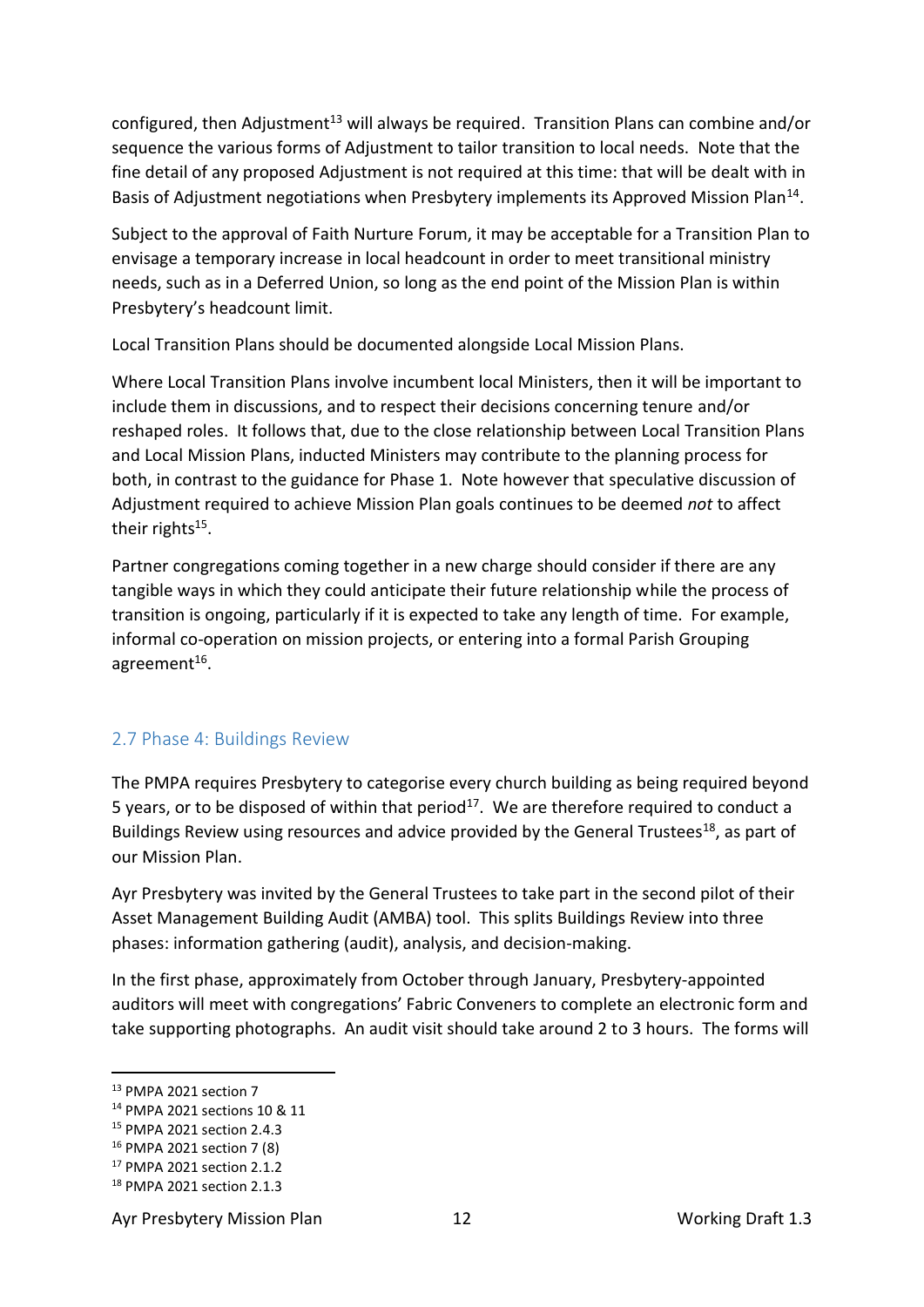configured, then Adjustment[13] will always be required. Transition Plans can combine and/or sequence the various forms of Adjustment to tailor transition to local needs. Note that the fine detail of any proposed Adjustment is not required at this time: that will be dealt with in Basis of Adjustment negotiations when Presbytery implements its Approved Mission Plan[14].

Subject to the approval of Faith Nurture Forum, it may be acceptable for a Transition Plan to envisage a temporary increase in local headcount in order to meet transitional ministry needs, such as in a Deferred Union, so long as the end point of the Mission Plan is within Presbytery's headcount limit.

Local Transition Plans should be documented alongside Local Mission Plans.

Where Local Transition Plans involve incumbent local Ministers, then it will be important to include them in discussions, and to respect their decisions concerning tenure and/or reshaped roles. It follows that, due to the close relationship between Local Transition Plans and Local Mission Plans, inducted Ministers may contribute to the planning process for both, in contrast to the guidance for Phase 1. Note however that speculative discussion of Adjustment required to achieve Mission Plan goals continues to be deemed *not* to affect their rights[15].

Partner congregations coming together in a new charge should consider if there are any tangible ways in which they could anticipate their future relationship while the process of transition is ongoing, particularly if it is expected to take any length of time. For example, informal co-operation on mission projects, or entering into a formal Parish Grouping agreement[16].

## 2.7 Phase 4: Buildings Review

The PMPA requires Presbytery to categorise every church building as being required beyond 5 years, or to be disposed of within that period[17]. We are therefore required to conduct a Buildings Review using resources and advice provided by the General Trustees[18], as part of our Mission Plan.

Ayr Presbytery was invited by the General Trustees to take part in the second pilot of their Asset Management Building Audit (AMBA) tool. This splits Buildings Review into three phases: information gathering (audit), analysis, and decision-making.

In the first phase, approximately from October through January, Presbytery-appointed auditors will meet with congregations' Fabric Conveners to complete an electronic form and take supporting photographs. An audit visit should take around 2 to 3 hours. The forms will

---

[13] PMPA 2021 section 7

[14] PMPA 2021 sections 10 & 11

[15] PMPA 2021 section 2.4.3

[16] PMPA 2021 section 7 (8)

[17] PMPA 2021 section 2.1.2

[18] PMPA 2021 section 2.1.3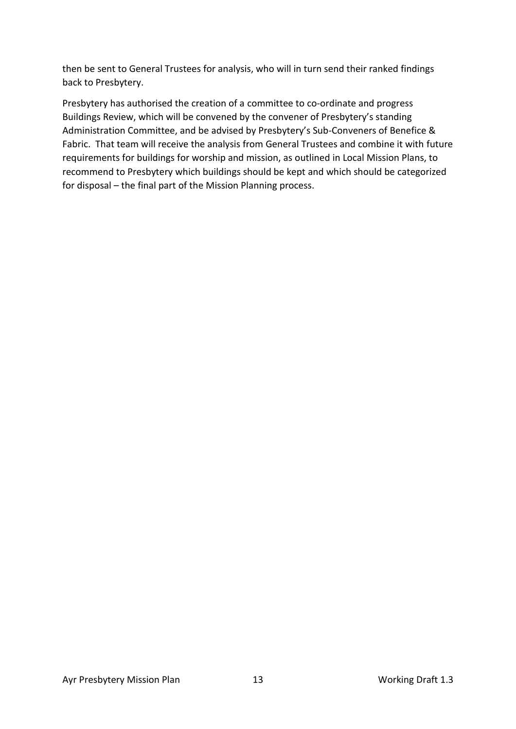then be sent to General Trustees for analysis, who will in turn send their ranked findings back to Presbytery.

Presbytery has authorised the creation of a committee to co-ordinate and progress Buildings Review, which will be convened by the convener of Presbytery's standing Administration Committee, and be advised by Presbytery's Sub-Conveners of Benefice & Fabric. That team will receive the analysis from General Trustees and combine it with future requirements for buildings for worship and mission, as outlined in Local Mission Plans, to recommend to Presbytery which buildings should be kept and which should be categorized for disposal – the final part of the Mission Planning process.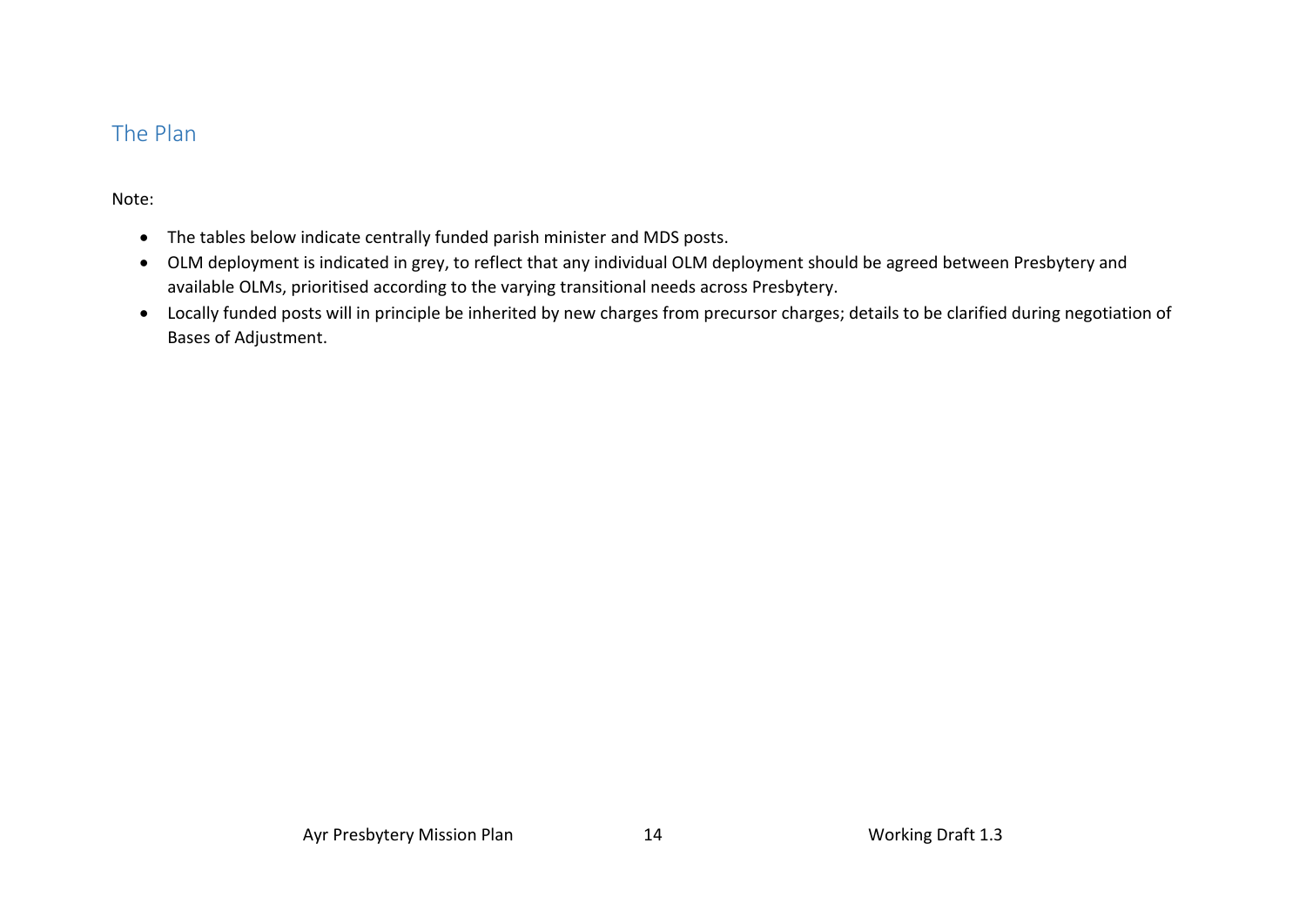## The Plan

Note:

- The tables below indicate centrally funded parish minister and MDS posts.
- OLM deployment is indicated in grey, to reflect that any individual OLM deployment should be agreed between Presbytery and available OLMs, prioritised according to the varying transitional needs across Presbytery.
- Locally funded posts will in principle be inherited by new charges from precursor charges; details to be clarified during negotiation of Bases of Adjustment.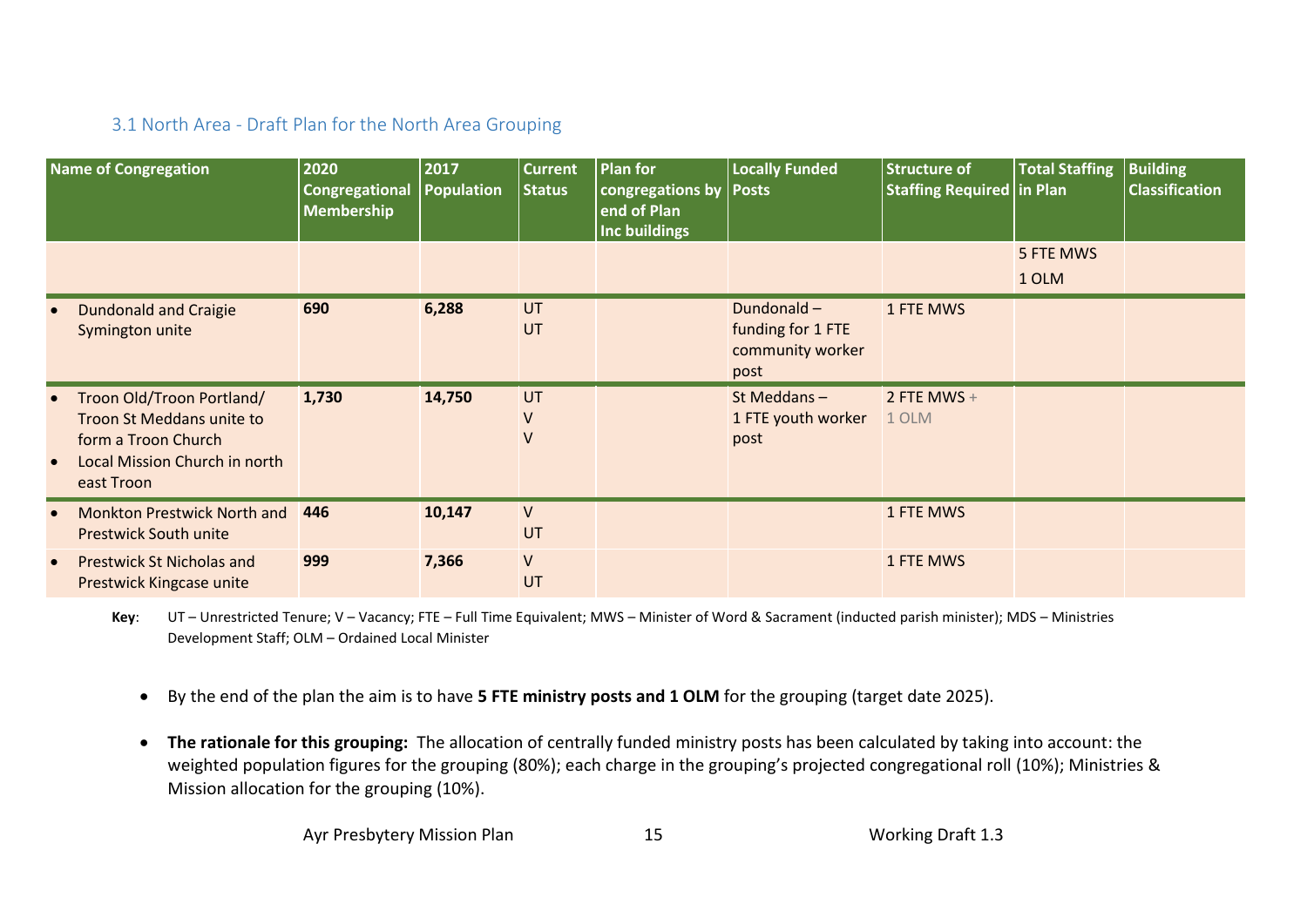### 3.1 North Area - Draft Plan for the North Area Grouping

| Name of Congregation | 2020 Congregational Membership | 2017 Population | Current Status | Plan for congregations by end of Plan Inc buildings | Locally Funded Posts | Structure of Staffing Required | Total Staffing in Plan | Building Classification |
|---|---|---|---|---|---|---|---|---|
| | | | | | | | 5 FTE MWS<br>1 OLM | |
| • Dundonald and Craigie<br>Symington unite | 690 | 6,288 | UT<br>UT | | Dundonald – funding for 1 FTE community worker post | 1 FTE MWS | | |
| • Troon Old/Troon Portland/ Troon St Meddans unite to form a Troon Church<br>• Local Mission Church in north east Troon | 1,730 | 14,750 | UT<br>V<br>V | | St Meddans – 1 FTE youth worker post | 2 FTE MWS + 1 OLM | | |
| • Monkton Prestwick North and Prestwick South unite | 446 | 10,147 | V<br>UT | | | 1 FTE MWS | | |
| • Prestwick St Nicholas and Prestwick Kingcase unite | 999 | 7,366 | V<br>UT | | | 1 FTE MWS | | |

**Key**: UT – Unrestricted Tenure; V – Vacancy; FTE – Full Time Equivalent; MWS – Minister of Word & Sacrament (inducted parish minister); MDS – Ministries Development Staff; OLM – Ordained Local Minister

- By the end of the plan the aim is to have **5 FTE ministry posts and 1 OLM** for the grouping (target date 2025).
- **The rationale for this grouping:** The allocation of centrally funded ministry posts has been calculated by taking into account: the weighted population figures for the grouping (80%); each charge in the grouping's projected congregational roll (10%); Ministries & Mission allocation for the grouping (10%).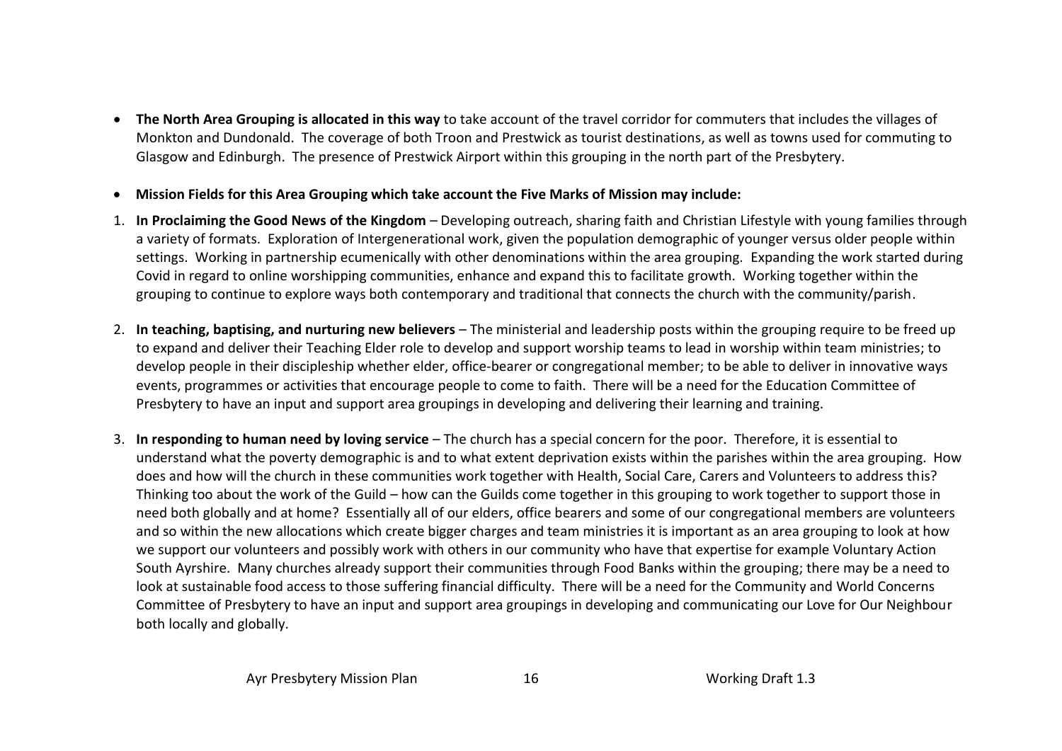- **The North Area Grouping is allocated in this way** to take account of the travel corridor for commuters that includes the villages of Monkton and Dundonald. The coverage of both Troon and Prestwick as tourist destinations, as well as towns used for commuting to Glasgow and Edinburgh. The presence of Prestwick Airport within this grouping in the north part of the Presbytery.

- **Mission Fields for this Area Grouping which take account the Five Marks of Mission may include:**

1. **In Proclaiming the Good News of the Kingdom** – Developing outreach, sharing faith and Christian Lifestyle with young families through a variety of formats. Exploration of Intergenerational work, given the population demographic of younger versus older people within settings. Working in partnership ecumenically with other denominations within the area grouping. Expanding the work started during Covid in regard to online worshipping communities, enhance and expand this to facilitate growth. Working together within the grouping to continue to explore ways both contemporary and traditional that connects the church with the community/parish.

2. **In teaching, baptising, and nurturing new believers** – The ministerial and leadership posts within the grouping require to be freed up to expand and deliver their Teaching Elder role to develop and support worship teams to lead in worship within team ministries; to develop people in their discipleship whether elder, office-bearer or congregational member; to be able to deliver in innovative ways events, programmes or activities that encourage people to come to faith. There will be a need for the Education Committee of Presbytery to have an input and support area groupings in developing and delivering their learning and training.

3. **In responding to human need by loving service** – The church has a special concern for the poor. Therefore, it is essential to understand what the poverty demographic is and to what extent deprivation exists within the parishes within the area grouping. How does and how will the church in these communities work together with Health, Social Care, Carers and Volunteers to address this? Thinking too about the work of the Guild – how can the Guilds come together in this grouping to work together to support those in need both globally and at home? Essentially all of our elders, office bearers and some of our congregational members are volunteers and so within the new allocations which create bigger charges and team ministries it is important as an area grouping to look at how we support our volunteers and possibly work with others in our community who have that expertise for example Voluntary Action South Ayrshire. Many churches already support their communities through Food Banks within the grouping; there may be a need to look at sustainable food access to those suffering financial difficulty. There will be a need for the Community and World Concerns Committee of Presbytery to have an input and support area groupings in developing and communicating our Love for Our Neighbour both locally and globally.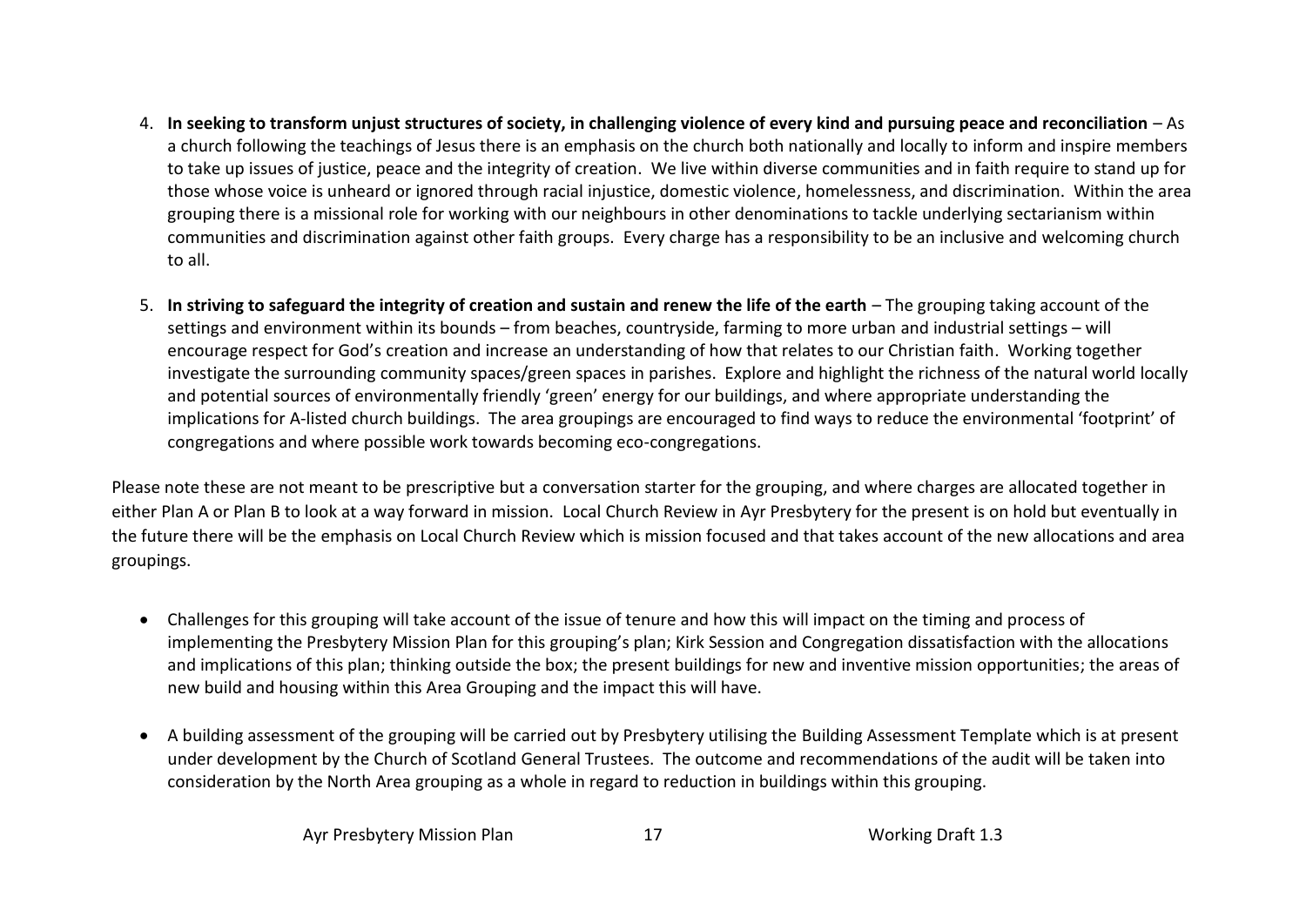4. **In seeking to transform unjust structures of society, in challenging violence of every kind and pursuing peace and reconciliation** – As a church following the teachings of Jesus there is an emphasis on the church both nationally and locally to inform and inspire members to take up issues of justice, peace and the integrity of creation. We live within diverse communities and in faith require to stand up for those whose voice is unheard or ignored through racial injustice, domestic violence, homelessness, and discrimination. Within the area grouping there is a missional role for working with our neighbours in other denominations to tackle underlying sectarianism within communities and discrimination against other faith groups. Every charge has a responsibility to be an inclusive and welcoming church to all.

5. **In striving to safeguard the integrity of creation and sustain and renew the life of the earth** – The grouping taking account of the settings and environment within its bounds – from beaches, countryside, farming to more urban and industrial settings – will encourage respect for God's creation and increase an understanding of how that relates to our Christian faith. Working together investigate the surrounding community spaces/green spaces in parishes. Explore and highlight the richness of the natural world locally and potential sources of environmentally friendly 'green' energy for our buildings, and where appropriate understanding the implications for A-listed church buildings. The area groupings are encouraged to find ways to reduce the environmental 'footprint' of congregations and where possible work towards becoming eco-congregations.

Please note these are not meant to be prescriptive but a conversation starter for the grouping, and where charges are allocated together in either Plan A or Plan B to look at a way forward in mission. Local Church Review in Ayr Presbytery for the present is on hold but eventually in the future there will be the emphasis on Local Church Review which is mission focused and that takes account of the new allocations and area groupings.

- Challenges for this grouping will take account of the issue of tenure and how this will impact on the timing and process of implementing the Presbytery Mission Plan for this grouping's plan; Kirk Session and Congregation dissatisfaction with the allocations and implications of this plan; thinking outside the box; the present buildings for new and inventive mission opportunities; the areas of new build and housing within this Area Grouping and the impact this will have.

- A building assessment of the grouping will be carried out by Presbytery utilising the Building Assessment Template which is at present under development by the Church of Scotland General Trustees. The outcome and recommendations of the audit will be taken into consideration by the North Area grouping as a whole in regard to reduction in buildings within this grouping.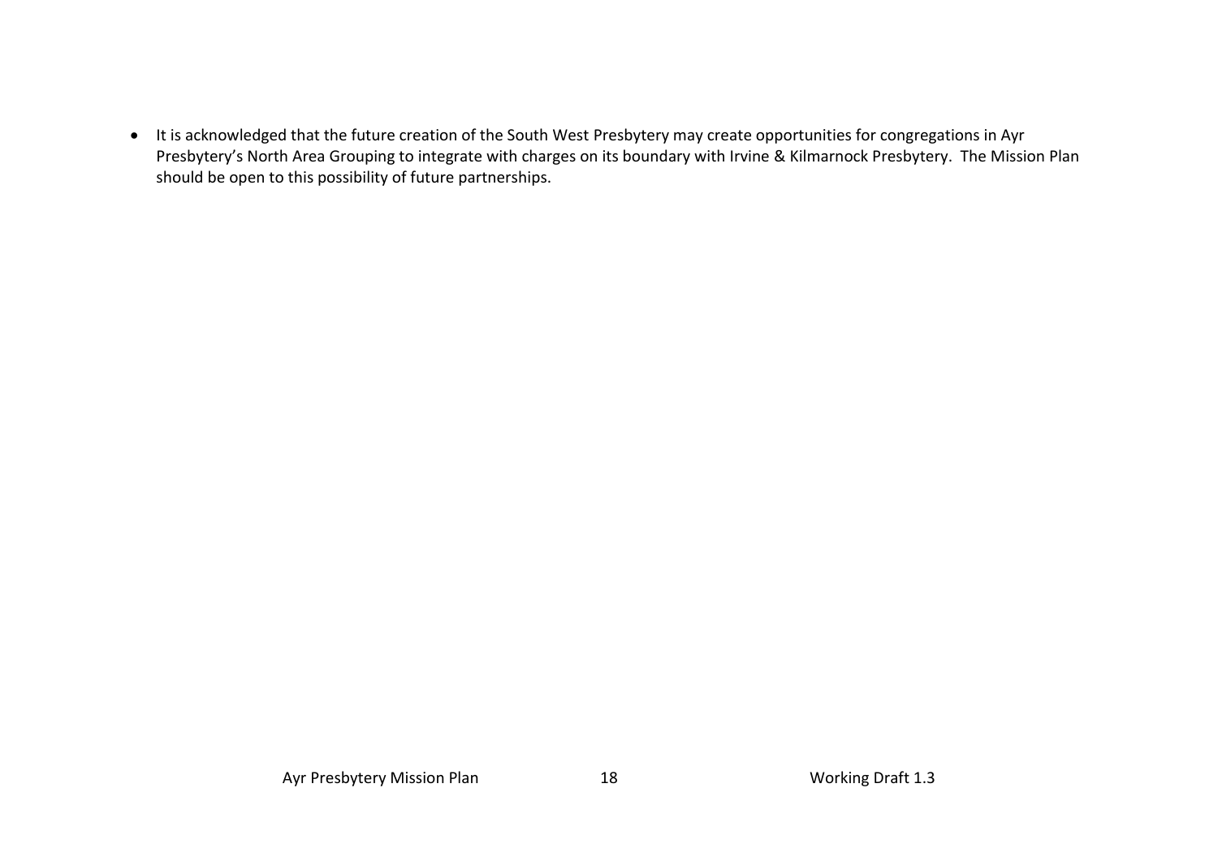- It is acknowledged that the future creation of the South West Presbytery may create opportunities for congregations in Ayr Presbytery's North Area Grouping to integrate with charges on its boundary with Irvine & Kilmarnock Presbytery. The Mission Plan should be open to this possibility of future partnerships.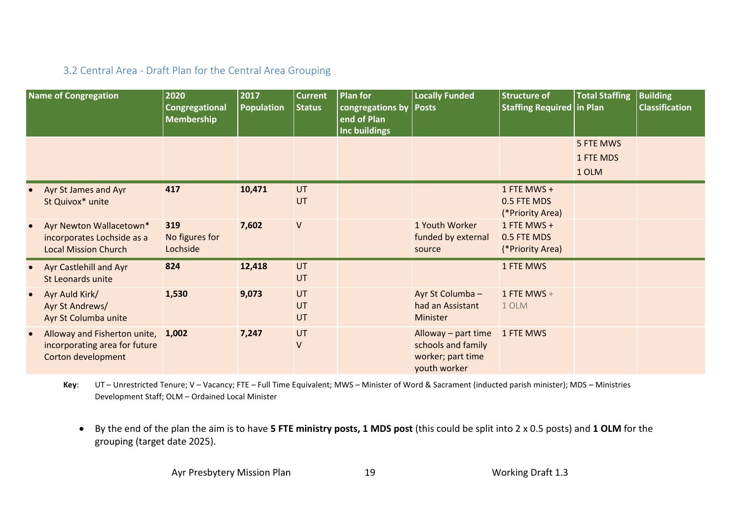### 3.2 Central Area - Draft Plan for the Central Area Grouping

| Name of Congregation | 2020 Congregational Membership | 2017 Population | Current Status | Plan for congregations by end of Plan Inc buildings | Locally Funded Posts | Structure of Staffing Required | Total Staffing in Plan | Building Classification |
|---|---|---|---|---|---|---|---|---|
| | | | | | | | 5 FTE MWS<br>1 FTE MDS<br>1 OLM | |
| • Ayr St James and Ayr St Quivox* unite | **417** | **10,471** | UT<br>UT | | | 1 FTE MWS +<br>0.5 FTE MDS<br>(*Priority Area) | | |
| • Ayr Newton Wallacetown* incorporates Lochside as a Local Mission Church | **319**<br>No figures for Lochside | **7,602** | V | | 1 Youth Worker funded by external source | 1 FTE MWS +<br>0.5 FTE MDS<br>(*Priority Area) | | |
| • Ayr Castlehill and Ayr St Leonards unite | **824** | **12,418** | UT<br>UT | | | 1 FTE MWS | | |
| • Ayr Auld Kirk/ Ayr St Andrews/ Ayr St Columba unite | **1,530** | **9,073** | UT<br>UT<br>UT | | Ayr St Columba – had an Assistant Minister | 1 FTE MWS +<br>1 OLM | | |
| • Alloway and Fisherton unite, incorporating area for future Corton development | **1,002** | **7,247** | UT<br>V | | Alloway – part time schools and family worker; part time youth worker | 1 FTE MWS | | |

**Key**: UT – Unrestricted Tenure; V – Vacancy; FTE – Full Time Equivalent; MWS – Minister of Word & Sacrament (inducted parish minister); MDS – Ministries Development Staff; OLM – Ordained Local Minister

- By the end of the plan the aim is to have **5 FTE ministry posts, 1 MDS post** (this could be split into 2 x 0.5 posts) and **1 OLM** for the grouping (target date 2025).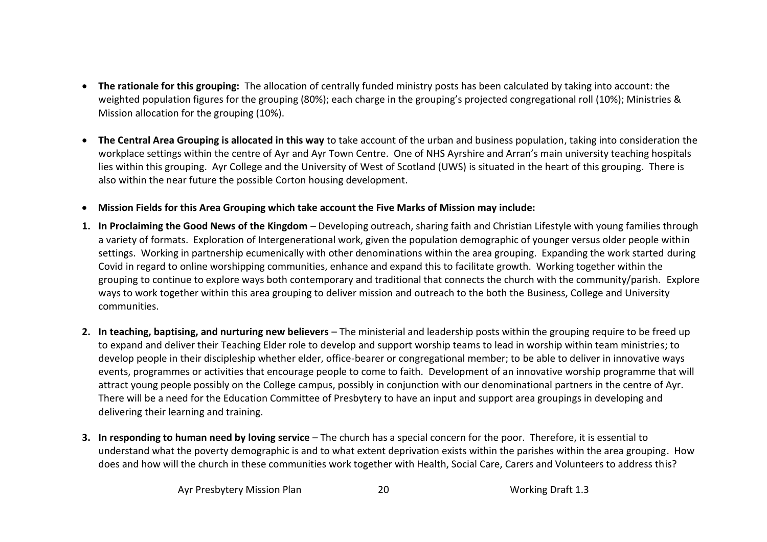- **The rationale for this grouping:** The allocation of centrally funded ministry posts has been calculated by taking into account: the weighted population figures for the grouping (80%); each charge in the grouping's projected congregational roll (10%); Ministries & Mission allocation for the grouping (10%).

- **The Central Area Grouping is allocated in this way** to take account of the urban and business population, taking into consideration the workplace settings within the centre of Ayr and Ayr Town Centre. One of NHS Ayrshire and Arran's main university teaching hospitals lies within this grouping. Ayr College and the University of West of Scotland (UWS) is situated in the heart of this grouping. There is also within the near future the possible Corton housing development.

- **Mission Fields for this Area Grouping which take account the Five Marks of Mission may include:**

1. **In Proclaiming the Good News of the Kingdom** – Developing outreach, sharing faith and Christian Lifestyle with young families through a variety of formats. Exploration of Intergenerational work, given the population demographic of younger versus older people within settings. Working in partnership ecumenically with other denominations within the area grouping. Expanding the work started during Covid in regard to online worshipping communities, enhance and expand this to facilitate growth. Working together within the grouping to continue to explore ways both contemporary and traditional that connects the church with the community/parish. Explore ways to work together within this area grouping to deliver mission and outreach to the both the Business, College and University communities.

2. **In teaching, baptising, and nurturing new believers** – The ministerial and leadership posts within the grouping require to be freed up to expand and deliver their Teaching Elder role to develop and support worship teams to lead in worship within team ministries; to develop people in their discipleship whether elder, office-bearer or congregational member; to be able to deliver in innovative ways events, programmes or activities that encourage people to come to faith. Development of an innovative worship programme that will attract young people possibly on the College campus, possibly in conjunction with our denominational partners in the centre of Ayr. There will be a need for the Education Committee of Presbytery to have an input and support area groupings in developing and delivering their learning and training.

3. **In responding to human need by loving service** – The church has a special concern for the poor. Therefore, it is essential to understand what the poverty demographic is and to what extent deprivation exists within the parishes within the area grouping. How does and how will the church in these communities work together with Health, Social Care, Carers and Volunteers to address this?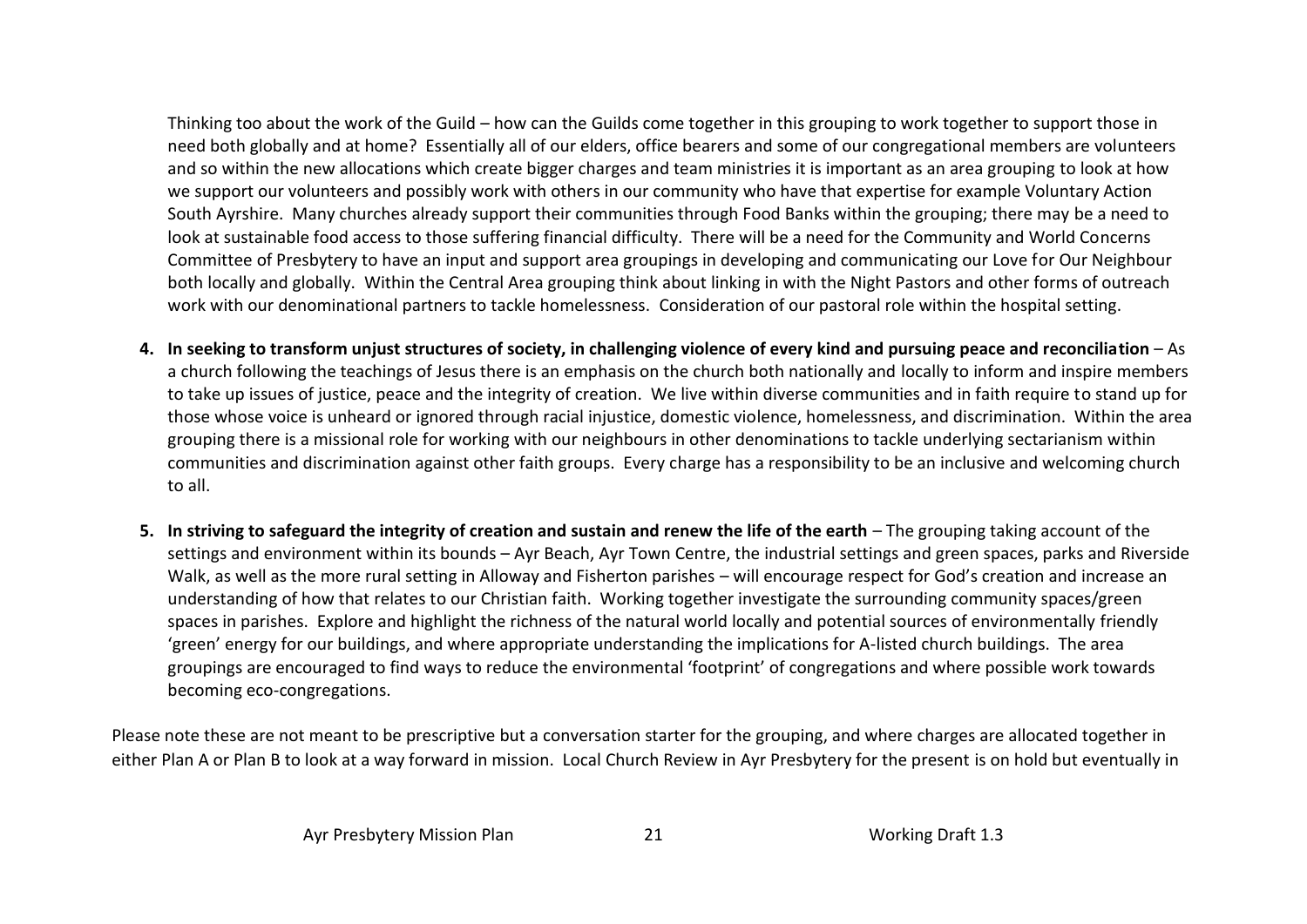Thinking too about the work of the Guild – how can the Guilds come together in this grouping to work together to support those in need both globally and at home? Essentially all of our elders, office bearers and some of our congregational members are volunteers and so within the new allocations which create bigger charges and team ministries it is important as an area grouping to look at how we support our volunteers and possibly work with others in our community who have that expertise for example Voluntary Action South Ayrshire. Many churches already support their communities through Food Banks within the grouping; there may be a need to look at sustainable food access to those suffering financial difficulty. There will be a need for the Community and World Concerns Committee of Presbytery to have an input and support area groupings in developing and communicating our Love for Our Neighbour both locally and globally. Within the Central Area grouping think about linking in with the Night Pastors and other forms of outreach work with our denominational partners to tackle homelessness. Consideration of our pastoral role within the hospital setting.

4. **In seeking to transform unjust structures of society, in challenging violence of every kind and pursuing peace and reconciliation** – As a church following the teachings of Jesus there is an emphasis on the church both nationally and locally to inform and inspire members to take up issues of justice, peace and the integrity of creation. We live within diverse communities and in faith require to stand up for those whose voice is unheard or ignored through racial injustice, domestic violence, homelessness, and discrimination. Within the area grouping there is a missional role for working with our neighbours in other denominations to tackle underlying sectarianism within communities and discrimination against other faith groups. Every charge has a responsibility to be an inclusive and welcoming church to all.

5. **In striving to safeguard the integrity of creation and sustain and renew the life of the earth** – The grouping taking account of the settings and environment within its bounds – Ayr Beach, Ayr Town Centre, the industrial settings and green spaces, parks and Riverside Walk, as well as the more rural setting in Alloway and Fisherton parishes – will encourage respect for God's creation and increase an understanding of how that relates to our Christian faith. Working together investigate the surrounding community spaces/green spaces in parishes. Explore and highlight the richness of the natural world locally and potential sources of environmentally friendly 'green' energy for our buildings, and where appropriate understanding the implications for A-listed church buildings. The area groupings are encouraged to find ways to reduce the environmental 'footprint' of congregations and where possible work towards becoming eco-congregations.

Please note these are not meant to be prescriptive but a conversation starter for the grouping, and where charges are allocated together in either Plan A or Plan B to look at a way forward in mission. Local Church Review in Ayr Presbytery for the present is on hold but eventually in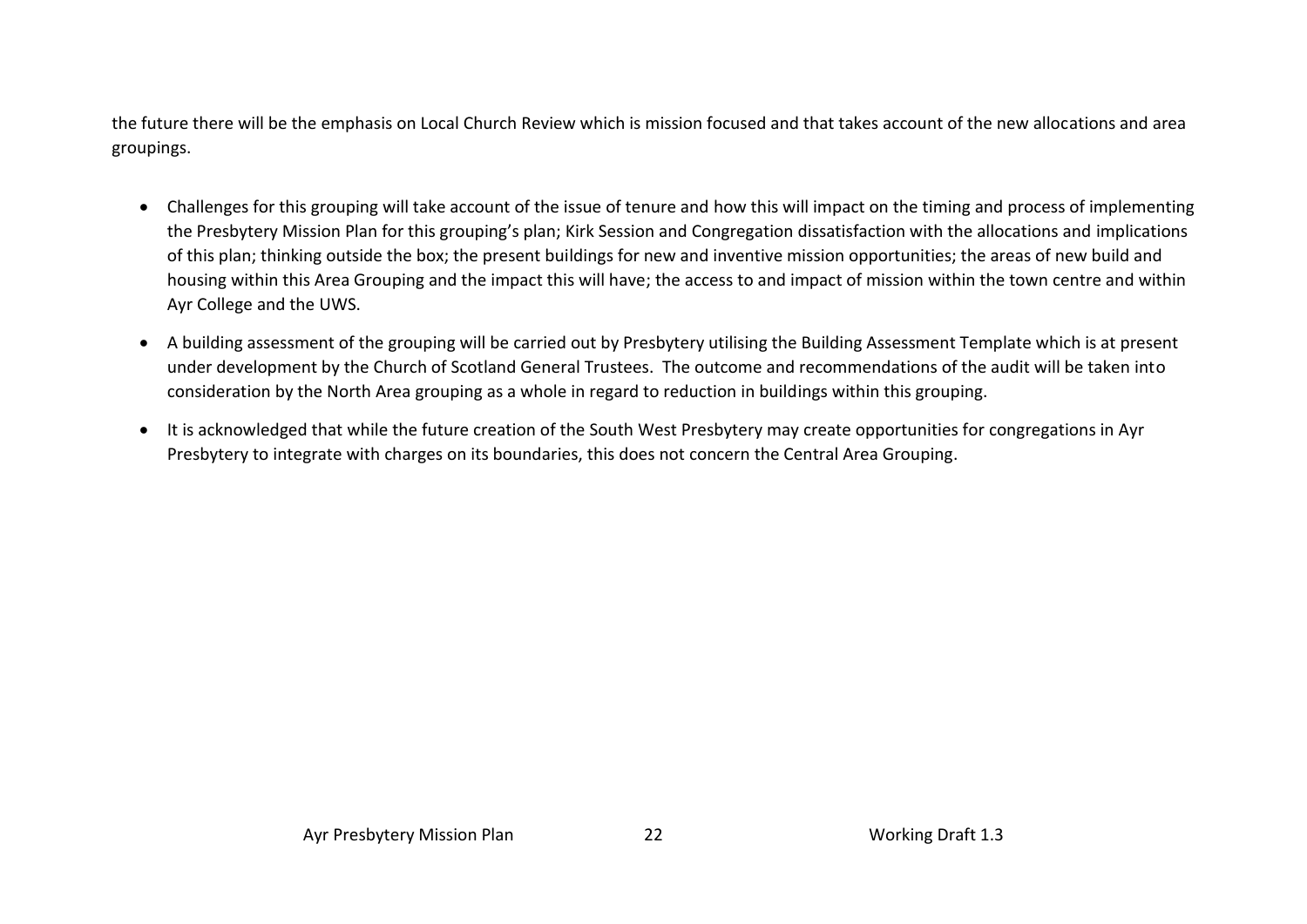the future there will be the emphasis on Local Church Review which is mission focused and that takes account of the new allocations and area groupings.

- Challenges for this grouping will take account of the issue of tenure and how this will impact on the timing and process of implementing the Presbytery Mission Plan for this grouping's plan; Kirk Session and Congregation dissatisfaction with the allocations and implications of this plan; thinking outside the box; the present buildings for new and inventive mission opportunities; the areas of new build and housing within this Area Grouping and the impact this will have; the access to and impact of mission within the town centre and within Ayr College and the UWS.

- A building assessment of the grouping will be carried out by Presbytery utilising the Building Assessment Template which is at present under development by the Church of Scotland General Trustees. The outcome and recommendations of the audit will be taken into consideration by the North Area grouping as a whole in regard to reduction in buildings within this grouping.

- It is acknowledged that while the future creation of the South West Presbytery may create opportunities for congregations in Ayr Presbytery to integrate with charges on its boundaries, this does not concern the Central Area Grouping.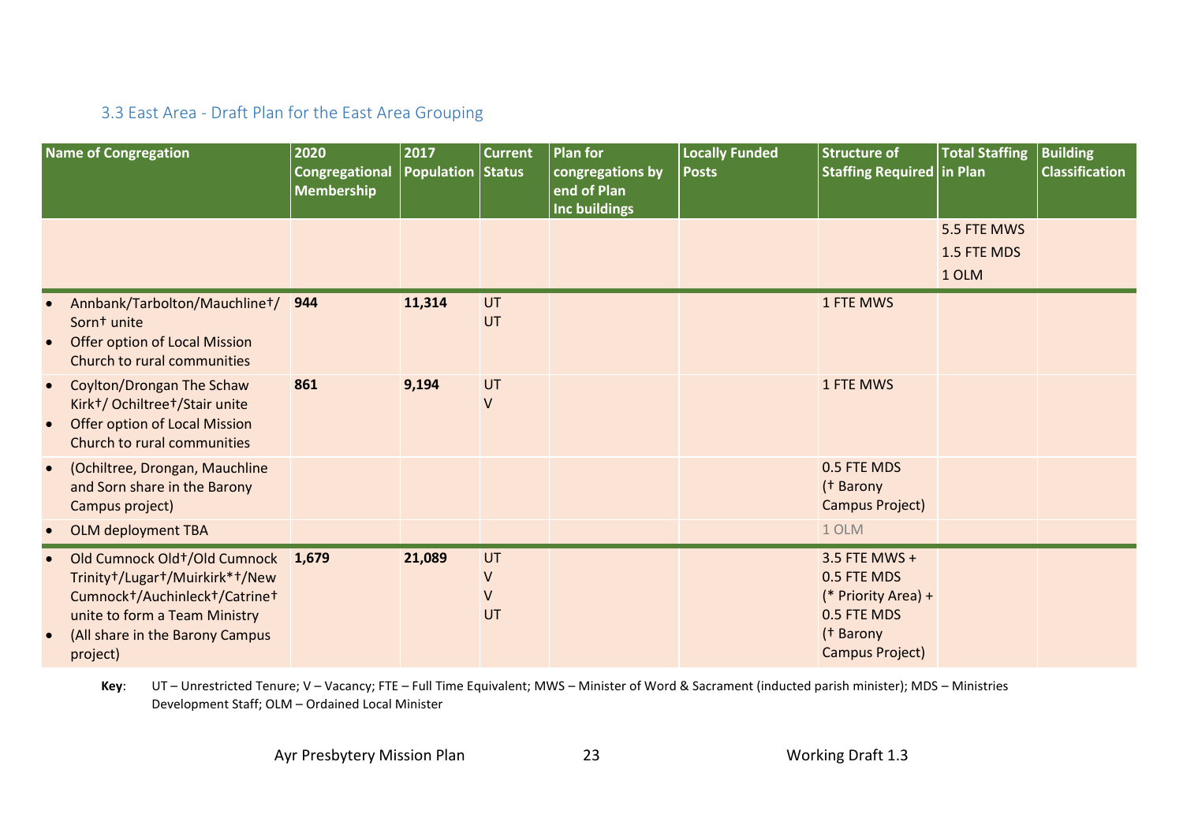### 3.3 East Area - Draft Plan for the East Area Grouping

| Name of Congregation | 2020 Congregational Membership | 2017 Population | Current Status | Plan for congregations by end of Plan Inc buildings | Locally Funded Posts | Structure of Staffing Required | Total Staffing in Plan | Building Classification |
|---|---|---|---|---|---|---|---|---|
| | | | | | | | 5.5 FTE MWS<br>1.5 FTE MDS<br>1 OLM | |
| • Annbank/Tarbolton/Mauchline†/ Sorn† unite<br>• Offer option of Local Mission Church to rural communities | **944** | **11,314** | UT<br>UT | | | 1 FTE MWS | | |
| • Coylton/Drongan The Schaw Kirk†/ Ochiltree†/Stair unite<br>• Offer option of Local Mission Church to rural communities | **861** | **9,194** | UT<br>V | | | 1 FTE MWS | | |
| • (Ochiltree, Drongan, Mauchline and Sorn share in the Barony Campus project) | | | | | | 0.5 FTE MDS († Barony Campus Project) | | |
| • OLM deployment TBA | | | | | | 1 OLM | | |
| • Old Cumnock Old†/Old Cumnock Trinity†/Lugar†/Muirkirk*†/New Cumnock†/Auchinleck†/Catrine† unite to form a Team Ministry<br>• (All share in the Barony Campus project) | **1,679** | **21,089** | UT<br>V<br>V<br>UT | | | 3.5 FTE MWS + 0.5 FTE MDS (* Priority Area) + 0.5 FTE MDS († Barony Campus Project) | | |

**Key**: UT – Unrestricted Tenure; V – Vacancy; FTE – Full Time Equivalent; MWS – Minister of Word & Sacrament (inducted parish minister); MDS – Ministries Development Staff; OLM – Ordained Local Minister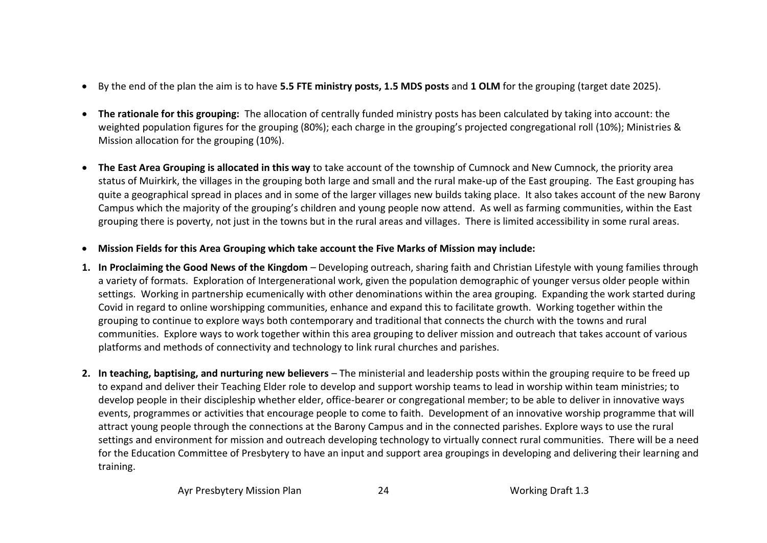- By the end of the plan the aim is to have **5.5 FTE ministry posts, 1.5 MDS posts** and **1 OLM** for the grouping (target date 2025).

- **The rationale for this grouping:** The allocation of centrally funded ministry posts has been calculated by taking into account: the weighted population figures for the grouping (80%); each charge in the grouping's projected congregational roll (10%); Ministries & Mission allocation for the grouping (10%).

- **The East Area Grouping is allocated in this way** to take account of the township of Cumnock and New Cumnock, the priority area status of Muirkirk, the villages in the grouping both large and small and the rural make-up of the East grouping. The East grouping has quite a geographical spread in places and in some of the larger villages new builds taking place. It also takes account of the new Barony Campus which the majority of the grouping's children and young people now attend. As well as farming communities, within the East grouping there is poverty, not just in the towns but in the rural areas and villages. There is limited accessibility in some rural areas.

- **Mission Fields for this Area Grouping which take account the Five Marks of Mission may include:**

1. **In Proclaiming the Good News of the Kingdom** – Developing outreach, sharing faith and Christian Lifestyle with young families through a variety of formats. Exploration of Intergenerational work, given the population demographic of younger versus older people within settings. Working in partnership ecumenically with other denominations within the area grouping. Expanding the work started during Covid in regard to online worshipping communities, enhance and expand this to facilitate growth. Working together within the grouping to continue to explore ways both contemporary and traditional that connects the church with the towns and rural communities. Explore ways to work together within this area grouping to deliver mission and outreach that takes account of various platforms and methods of connectivity and technology to link rural churches and parishes.

2. **In teaching, baptising, and nurturing new believers** – The ministerial and leadership posts within the grouping require to be freed up to expand and deliver their Teaching Elder role to develop and support worship teams to lead in worship within team ministries; to develop people in their discipleship whether elder, office-bearer or congregational member; to be able to deliver in innovative ways events, programmes or activities that encourage people to come to faith. Development of an innovative worship programme that will attract young people through the connections at the Barony Campus and in the connected parishes. Explore ways to use the rural settings and environment for mission and outreach developing technology to virtually connect rural communities. There will be a need for the Education Committee of Presbytery to have an input and support area groupings in developing and delivering their learning and training.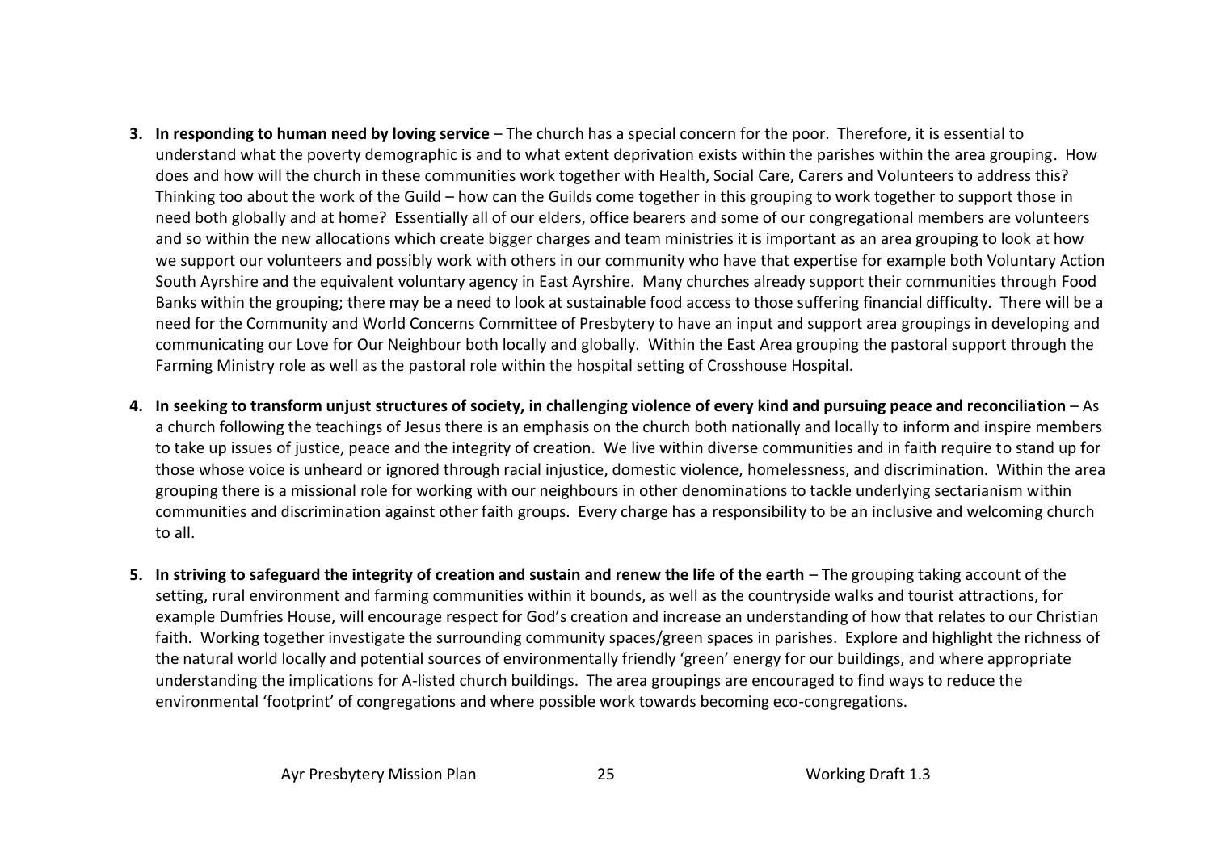3. **In responding to human need by loving service** – The church has a special concern for the poor. Therefore, it is essential to understand what the poverty demographic is and to what extent deprivation exists within the parishes within the area grouping. How does and how will the church in these communities work together with Health, Social Care, Carers and Volunteers to address this? Thinking too about the work of the Guild – how can the Guilds come together in this grouping to work together to support those in need both globally and at home? Essentially all of our elders, office bearers and some of our congregational members are volunteers and so within the new allocations which create bigger charges and team ministries it is important as an area grouping to look at how we support our volunteers and possibly work with others in our community who have that expertise for example both Voluntary Action South Ayrshire and the equivalent voluntary agency in East Ayrshire. Many churches already support their communities through Food Banks within the grouping; there may be a need to look at sustainable food access to those suffering financial difficulty. There will be a need for the Community and World Concerns Committee of Presbytery to have an input and support area groupings in developing and communicating our Love for Our Neighbour both locally and globally. Within the East Area grouping the pastoral support through the Farming Ministry role as well as the pastoral role within the hospital setting of Crosshouse Hospital.

4. **In seeking to transform unjust structures of society, in challenging violence of every kind and pursuing peace and reconciliation** – As a church following the teachings of Jesus there is an emphasis on the church both nationally and locally to inform and inspire members to take up issues of justice, peace and the integrity of creation. We live within diverse communities and in faith require to stand up for those whose voice is unheard or ignored through racial injustice, domestic violence, homelessness, and discrimination. Within the area grouping there is a missional role for working with our neighbours in other denominations to tackle underlying sectarianism within communities and discrimination against other faith groups. Every charge has a responsibility to be an inclusive and welcoming church to all.

5. **In striving to safeguard the integrity of creation and sustain and renew the life of the earth** – The grouping taking account of the setting, rural environment and farming communities within it bounds, as well as the countryside walks and tourist attractions, for example Dumfries House, will encourage respect for God's creation and increase an understanding of how that relates to our Christian faith. Working together investigate the surrounding community spaces/green spaces in parishes. Explore and highlight the richness of the natural world locally and potential sources of environmentally friendly 'green' energy for our buildings, and where appropriate understanding the implications for A-listed church buildings. The area groupings are encouraged to find ways to reduce the environmental 'footprint' of congregations and where possible work towards becoming eco-congregations.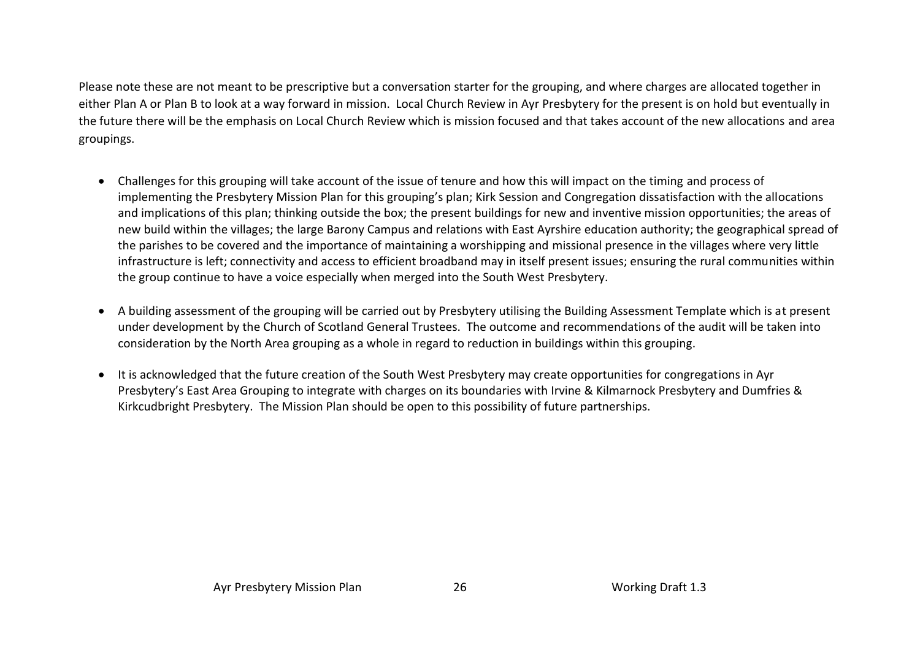Please note these are not meant to be prescriptive but a conversation starter for the grouping, and where charges are allocated together in either Plan A or Plan B to look at a way forward in mission. Local Church Review in Ayr Presbytery for the present is on hold but eventually in the future there will be the emphasis on Local Church Review which is mission focused and that takes account of the new allocations and area groupings.

- Challenges for this grouping will take account of the issue of tenure and how this will impact on the timing and process of implementing the Presbytery Mission Plan for this grouping's plan; Kirk Session and Congregation dissatisfaction with the allocations and implications of this plan; thinking outside the box; the present buildings for new and inventive mission opportunities; the areas of new build within the villages; the large Barony Campus and relations with East Ayrshire education authority; the geographical spread of the parishes to be covered and the importance of maintaining a worshipping and missional presence in the villages where very little infrastructure is left; connectivity and access to efficient broadband may in itself present issues; ensuring the rural communities within the group continue to have a voice especially when merged into the South West Presbytery.

- A building assessment of the grouping will be carried out by Presbytery utilising the Building Assessment Template which is at present under development by the Church of Scotland General Trustees. The outcome and recommendations of the audit will be taken into consideration by the North Area grouping as a whole in regard to reduction in buildings within this grouping.

- It is acknowledged that the future creation of the South West Presbytery may create opportunities for congregations in Ayr Presbytery's East Area Grouping to integrate with charges on its boundaries with Irvine & Kilmarnock Presbytery and Dumfries & Kirkcudbright Presbytery. The Mission Plan should be open to this possibility of future partnerships.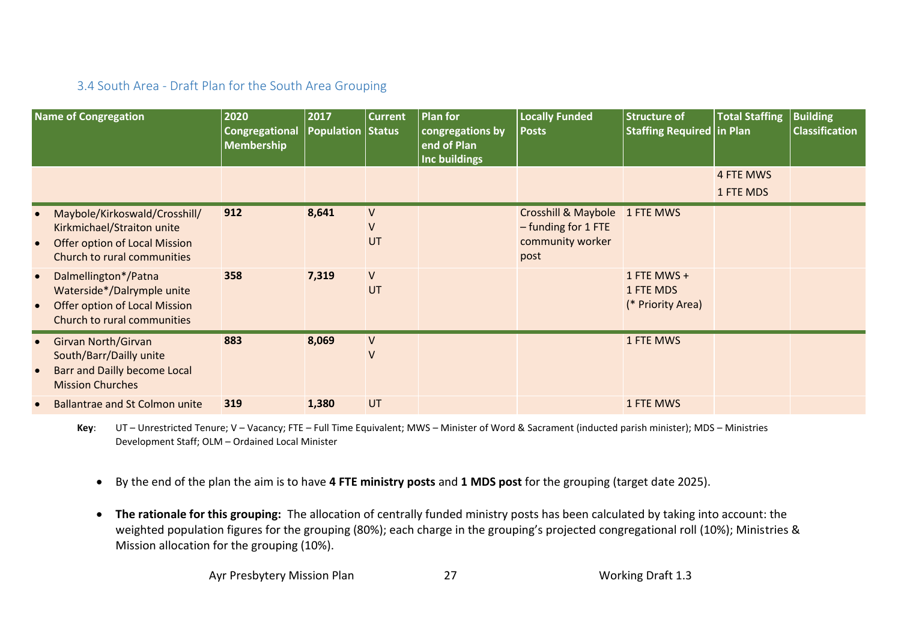### 3.4 South Area - Draft Plan for the South Area Grouping

| Name of Congregation | 2020 Congregational Membership | 2017 Population | Current Status | Plan for congregations by end of Plan Inc buildings | Locally Funded Posts | Structure of Staffing Required | Total Staffing in Plan | Building Classification |
|---|---|---|---|---|---|---|---|---|
| | | | | | | | 4 FTE MWS<br>1 FTE MDS | |
| • Maybole/Kirkoswald/Crosshill/ Kirkmichael/Straiton unite<br>• Offer option of Local Mission Church to rural communities | **912** | **8,641** | V<br>V<br>UT | | Crosshill & Maybole – funding for 1 FTE community worker post | 1 FTE MWS | | |
| • Dalmellington*/Patna Waterside*/Dalrymple unite<br>• Offer option of Local Mission Church to rural communities | **358** | **7,319** | V<br>UT | | | 1 FTE MWS + 1 FTE MDS (* Priority Area) | | |
| • Girvan North/Girvan South/Barr/Dailly unite<br>• Barr and Dailly become Local Mission Churches | **883** | **8,069** | V<br>V | | | 1 FTE MWS | | |
| • Ballantrae and St Colmon unite | **319** | **1,380** | UT | | | 1 FTE MWS | | |

**Key**: UT – Unrestricted Tenure; V – Vacancy; FTE – Full Time Equivalent; MWS – Minister of Word & Sacrament (inducted parish minister); MDS – Ministries Development Staff; OLM – Ordained Local Minister

- By the end of the plan the aim is to have **4 FTE ministry posts** and **1 MDS post** for the grouping (target date 2025).
- **The rationale for this grouping:** The allocation of centrally funded ministry posts has been calculated by taking into account: the weighted population figures for the grouping (80%); each charge in the grouping's projected congregational roll (10%); Ministries & Mission allocation for the grouping (10%).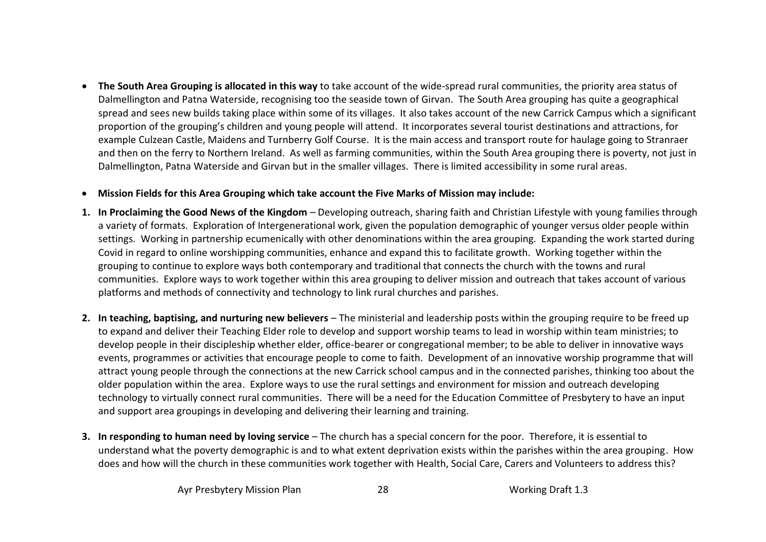- **The South Area Grouping is allocated in this way** to take account of the wide-spread rural communities, the priority area status of Dalmellington and Patna Waterside, recognising too the seaside town of Girvan. The South Area grouping has quite a geographical spread and sees new builds taking place within some of its villages. It also takes account of the new Carrick Campus which a significant proportion of the grouping's children and young people will attend. It incorporates several tourist destinations and attractions, for example Culzean Castle, Maidens and Turnberry Golf Course. It is the main access and transport route for haulage going to Stranraer and then on the ferry to Northern Ireland. As well as farming communities, within the South Area grouping there is poverty, not just in Dalmellington, Patna Waterside and Girvan but in the smaller villages. There is limited accessibility in some rural areas.

- **Mission Fields for this Area Grouping which take account the Five Marks of Mission may include:**

1. **In Proclaiming the Good News of the Kingdom** – Developing outreach, sharing faith and Christian Lifestyle with young families through a variety of formats. Exploration of Intergenerational work, given the population demographic of younger versus older people within settings. Working in partnership ecumenically with other denominations within the area grouping. Expanding the work started during Covid in regard to online worshipping communities, enhance and expand this to facilitate growth. Working together within the grouping to continue to explore ways both contemporary and traditional that connects the church with the towns and rural communities. Explore ways to work together within this area grouping to deliver mission and outreach that takes account of various platforms and methods of connectivity and technology to link rural churches and parishes.

2. **In teaching, baptising, and nurturing new believers** – The ministerial and leadership posts within the grouping require to be freed up to expand and deliver their Teaching Elder role to develop and support worship teams to lead in worship within team ministries; to develop people in their discipleship whether elder, office-bearer or congregational member; to be able to deliver in innovative ways events, programmes or activities that encourage people to come to faith. Development of an innovative worship programme that will attract young people through the connections at the new Carrick school campus and in the connected parishes, thinking too about the older population within the area. Explore ways to use the rural settings and environment for mission and outreach developing technology to virtually connect rural communities. There will be a need for the Education Committee of Presbytery to have an input and support area groupings in developing and delivering their learning and training.

3. **In responding to human need by loving service** – The church has a special concern for the poor. Therefore, it is essential to understand what the poverty demographic is and to what extent deprivation exists within the parishes within the area grouping. How does and how will the church in these communities work together with Health, Social Care, Carers and Volunteers to address this?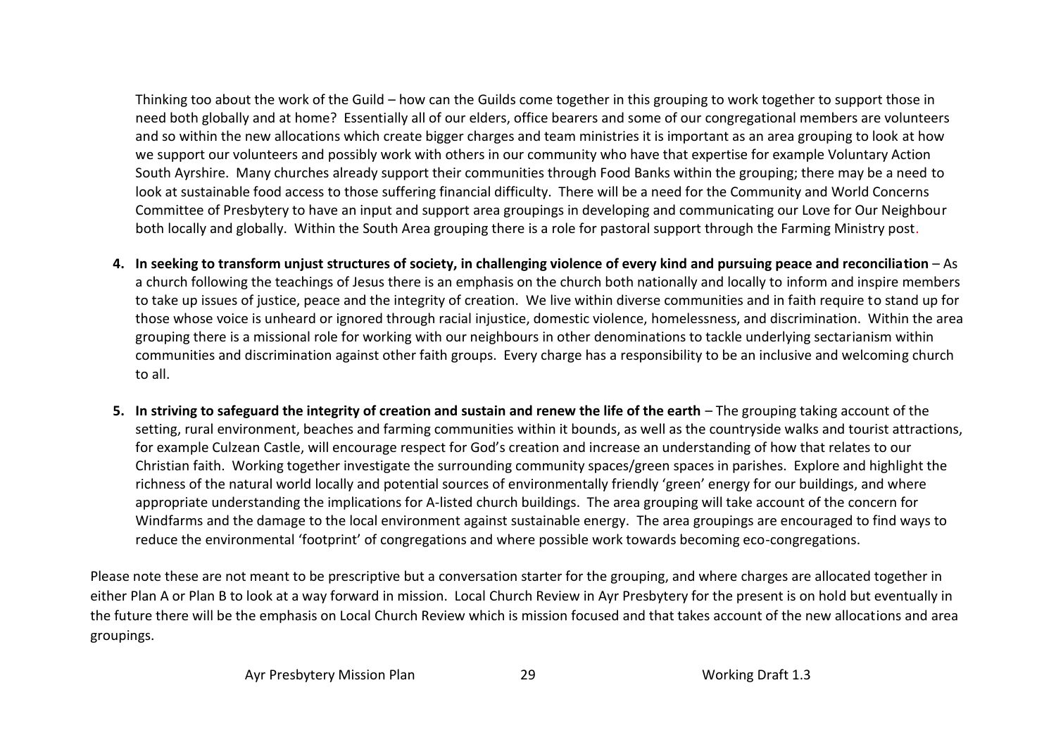Thinking too about the work of the Guild – how can the Guilds come together in this grouping to work together to support those in need both globally and at home? Essentially all of our elders, office bearers and some of our congregational members are volunteers and so within the new allocations which create bigger charges and team ministries it is important as an area grouping to look at how we support our volunteers and possibly work with others in our community who have that expertise for example Voluntary Action South Ayrshire. Many churches already support their communities through Food Banks within the grouping; there may be a need to look at sustainable food access to those suffering financial difficulty. There will be a need for the Community and World Concerns Committee of Presbytery to have an input and support area groupings in developing and communicating our Love for Our Neighbour both locally and globally. Within the South Area grouping there is a role for pastoral support through the Farming Ministry post.

4. **In seeking to transform unjust structures of society, in challenging violence of every kind and pursuing peace and reconciliation** – As a church following the teachings of Jesus there is an emphasis on the church both nationally and locally to inform and inspire members to take up issues of justice, peace and the integrity of creation. We live within diverse communities and in faith require to stand up for those whose voice is unheard or ignored through racial injustice, domestic violence, homelessness, and discrimination. Within the area grouping there is a missional role for working with our neighbours in other denominations to tackle underlying sectarianism within communities and discrimination against other faith groups. Every charge has a responsibility to be an inclusive and welcoming church to all.

5. **In striving to safeguard the integrity of creation and sustain and renew the life of the earth** – The grouping taking account of the setting, rural environment, beaches and farming communities within it bounds, as well as the countryside walks and tourist attractions, for example Culzean Castle, will encourage respect for God's creation and increase an understanding of how that relates to our Christian faith. Working together investigate the surrounding community spaces/green spaces in parishes. Explore and highlight the richness of the natural world locally and potential sources of environmentally friendly 'green' energy for our buildings, and where appropriate understanding the implications for A-listed church buildings. The area grouping will take account of the concern for Windfarms and the damage to the local environment against sustainable energy. The area groupings are encouraged to find ways to reduce the environmental 'footprint' of congregations and where possible work towards becoming eco-congregations.

Please note these are not meant to be prescriptive but a conversation starter for the grouping, and where charges are allocated together in either Plan A or Plan B to look at a way forward in mission. Local Church Review in Ayr Presbytery for the present is on hold but eventually in the future there will be the emphasis on Local Church Review which is mission focused and that takes account of the new allocations and area groupings.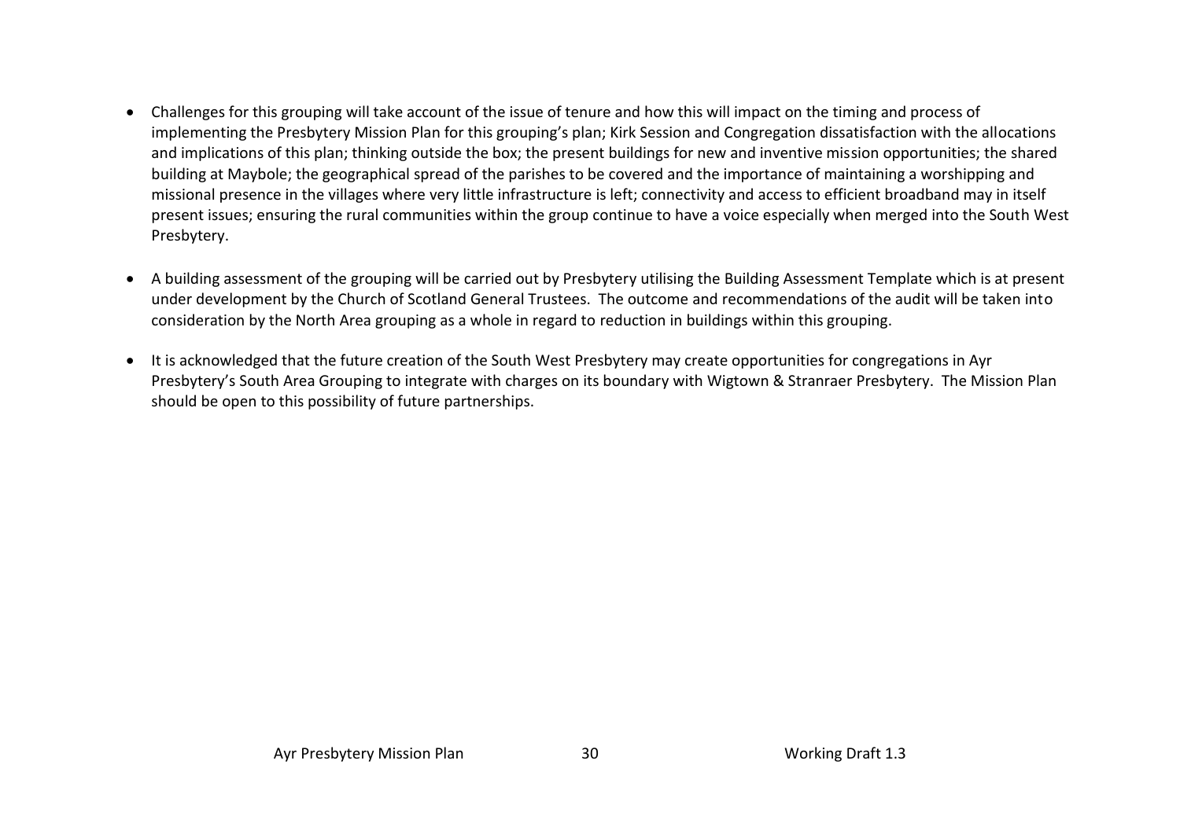- Challenges for this grouping will take account of the issue of tenure and how this will impact on the timing and process of implementing the Presbytery Mission Plan for this grouping's plan; Kirk Session and Congregation dissatisfaction with the allocations and implications of this plan; thinking outside the box; the present buildings for new and inventive mission opportunities; the shared building at Maybole; the geographical spread of the parishes to be covered and the importance of maintaining a worshipping and missional presence in the villages where very little infrastructure is left; connectivity and access to efficient broadband may in itself present issues; ensuring the rural communities within the group continue to have a voice especially when merged into the South West Presbytery.

- A building assessment of the grouping will be carried out by Presbytery utilising the Building Assessment Template which is at present under development by the Church of Scotland General Trustees. The outcome and recommendations of the audit will be taken into consideration by the North Area grouping as a whole in regard to reduction in buildings within this grouping.

- It is acknowledged that the future creation of the South West Presbytery may create opportunities for congregations in Ayr Presbytery's South Area Grouping to integrate with charges on its boundary with Wigtown & Stranraer Presbytery. The Mission Plan should be open to this possibility of future partnerships.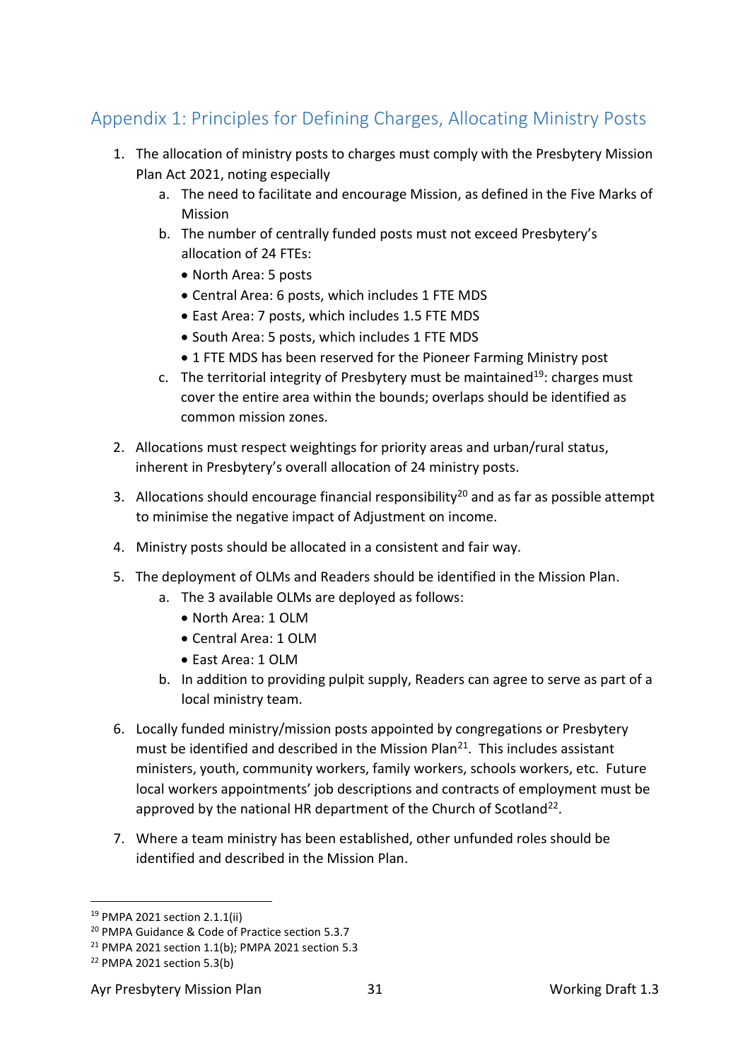## Appendix 1: Principles for Defining Charges, Allocating Ministry Posts

1. The allocation of ministry posts to charges must comply with the Presbytery Mission Plan Act 2021, noting especially
   a. The need to facilitate and encourage Mission, as defined in the Five Marks of Mission
   b. The number of centrally funded posts must not exceed Presbytery's allocation of 24 FTEs:
      - North Area: 5 posts
      - Central Area: 6 posts, which includes 1 FTE MDS
      - East Area: 7 posts, which includes 1.5 FTE MDS
      - South Area: 5 posts, which includes 1 FTE MDS
      - 1 FTE MDS has been reserved for the Pioneer Farming Ministry post
   c. The territorial integrity of Presbytery must be maintained[19]: charges must cover the entire area within the bounds; overlaps should be identified as common mission zones.

2. Allocations must respect weightings for priority areas and urban/rural status, inherent in Presbytery's overall allocation of 24 ministry posts.

3. Allocations should encourage financial responsibility[20] and as far as possible attempt to minimise the negative impact of Adjustment on income.

4. Ministry posts should be allocated in a consistent and fair way.

5. The deployment of OLMs and Readers should be identified in the Mission Plan.
   a. The 3 available OLMs are deployed as follows:
      - North Area: 1 OLM
      - Central Area: 1 OLM
      - East Area: 1 OLM
   b. In addition to providing pulpit supply, Readers can agree to serve as part of a local ministry team.

6. Locally funded ministry/mission posts appointed by congregations or Presbytery must be identified and described in the Mission Plan[21]. This includes assistant ministers, youth, community workers, family workers, schools workers, etc. Future local workers appointments' job descriptions and contracts of employment must be approved by the national HR department of the Church of Scotland[22].

7. Where a team ministry has been established, other unfunded roles should be identified and described in the Mission Plan.

---

[19] PMPA 2021 section 2.1.1(ii)
[20] PMPA Guidance & Code of Practice section 5.3.7
[21] PMPA 2021 section 1.1(b); PMPA 2021 section 5.3
[22] PMPA 2021 section 5.3(b)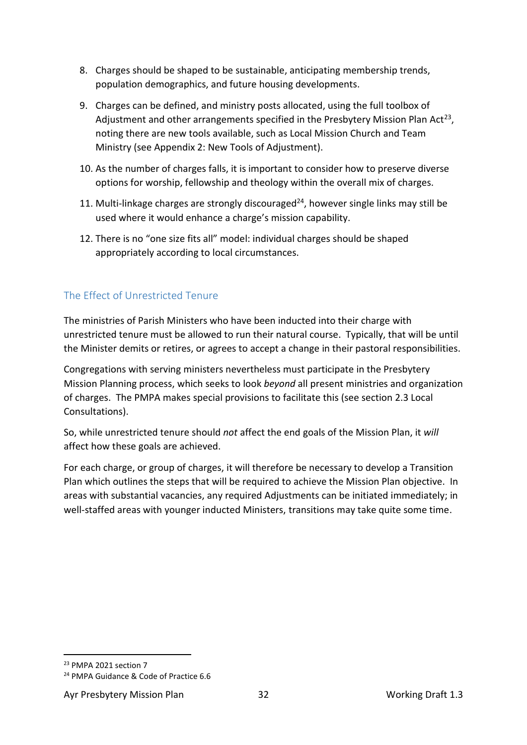8. Charges should be shaped to be sustainable, anticipating membership trends, population demographics, and future housing developments.

9. Charges can be defined, and ministry posts allocated, using the full toolbox of Adjustment and other arrangements specified in the Presbytery Mission Plan Act[23], noting there are new tools available, such as Local Mission Church and Team Ministry (see Appendix 2: New Tools of Adjustment).

10. As the number of charges falls, it is important to consider how to preserve diverse options for worship, fellowship and theology within the overall mix of charges.

11. Multi-linkage charges are strongly discouraged[24], however single links may still be used where it would enhance a charge's mission capability.

12. There is no "one size fits all" model: individual charges should be shaped appropriately according to local circumstances.

## The Effect of Unrestricted Tenure

The ministries of Parish Ministers who have been inducted into their charge with unrestricted tenure must be allowed to run their natural course. Typically, that will be until the Minister demits or retires, or agrees to accept a change in their pastoral responsibilities.

Congregations with serving ministers nevertheless must participate in the Presbytery Mission Planning process, which seeks to look *beyond* all present ministries and organization of charges. The PMPA makes special provisions to facilitate this (see section 2.3 Local Consultations).

So, while unrestricted tenure should *not* affect the end goals of the Mission Plan, it *will* affect how these goals are achieved.

For each charge, or group of charges, it will therefore be necessary to develop a Transition Plan which outlines the steps that will be required to achieve the Mission Plan objective. In areas with substantial vacancies, any required Adjustments can be initiated immediately; in well-staffed areas with younger inducted Ministers, transitions may take quite some time.

---

[23] PMPA 2021 section 7

[24] PMPA Guidance & Code of Practice 6.6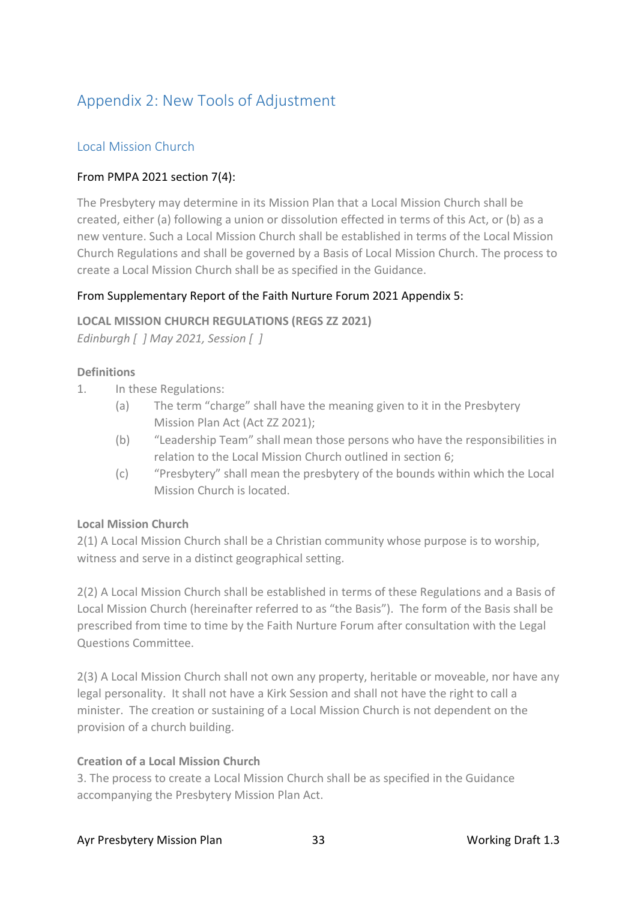## Appendix 2: New Tools of Adjustment

### Local Mission Church

From PMPA 2021 section 7(4):

The Presbytery may determine in its Mission Plan that a Local Mission Church shall be created, either (a) following a union or dissolution effected in terms of this Act, or (b) as a new venture. Such a Local Mission Church shall be established in terms of the Local Mission Church Regulations and shall be governed by a Basis of Local Mission Church. The process to create a Local Mission Church shall be as specified in the Guidance.

From Supplementary Report of the Faith Nurture Forum 2021 Appendix 5:

**LOCAL MISSION CHURCH REGULATIONS (REGS ZZ 2021)**
*Edinburgh [ ] May 2021, Session [ ]*

**Definitions**

1. In these Regulations:
   (a) The term "charge" shall have the meaning given to it in the Presbytery Mission Plan Act (Act ZZ 2021);
   (b) "Leadership Team" shall mean those persons who have the responsibilities in relation to the Local Mission Church outlined in section 6;
   (c) "Presbytery" shall mean the presbytery of the bounds within which the Local Mission Church is located.

**Local Mission Church**

2(1) A Local Mission Church shall be a Christian community whose purpose is to worship, witness and serve in a distinct geographical setting.

2(2) A Local Mission Church shall be established in terms of these Regulations and a Basis of Local Mission Church (hereinafter referred to as "the Basis"). The form of the Basis shall be prescribed from time to time by the Faith Nurture Forum after consultation with the Legal Questions Committee.

2(3) A Local Mission Church shall not own any property, heritable or moveable, nor have any legal personality. It shall not have a Kirk Session and shall not have the right to call a minister. The creation or sustaining of a Local Mission Church is not dependent on the provision of a church building.

**Creation of a Local Mission Church**

3. The process to create a Local Mission Church shall be as specified in the Guidance accompanying the Presbytery Mission Plan Act.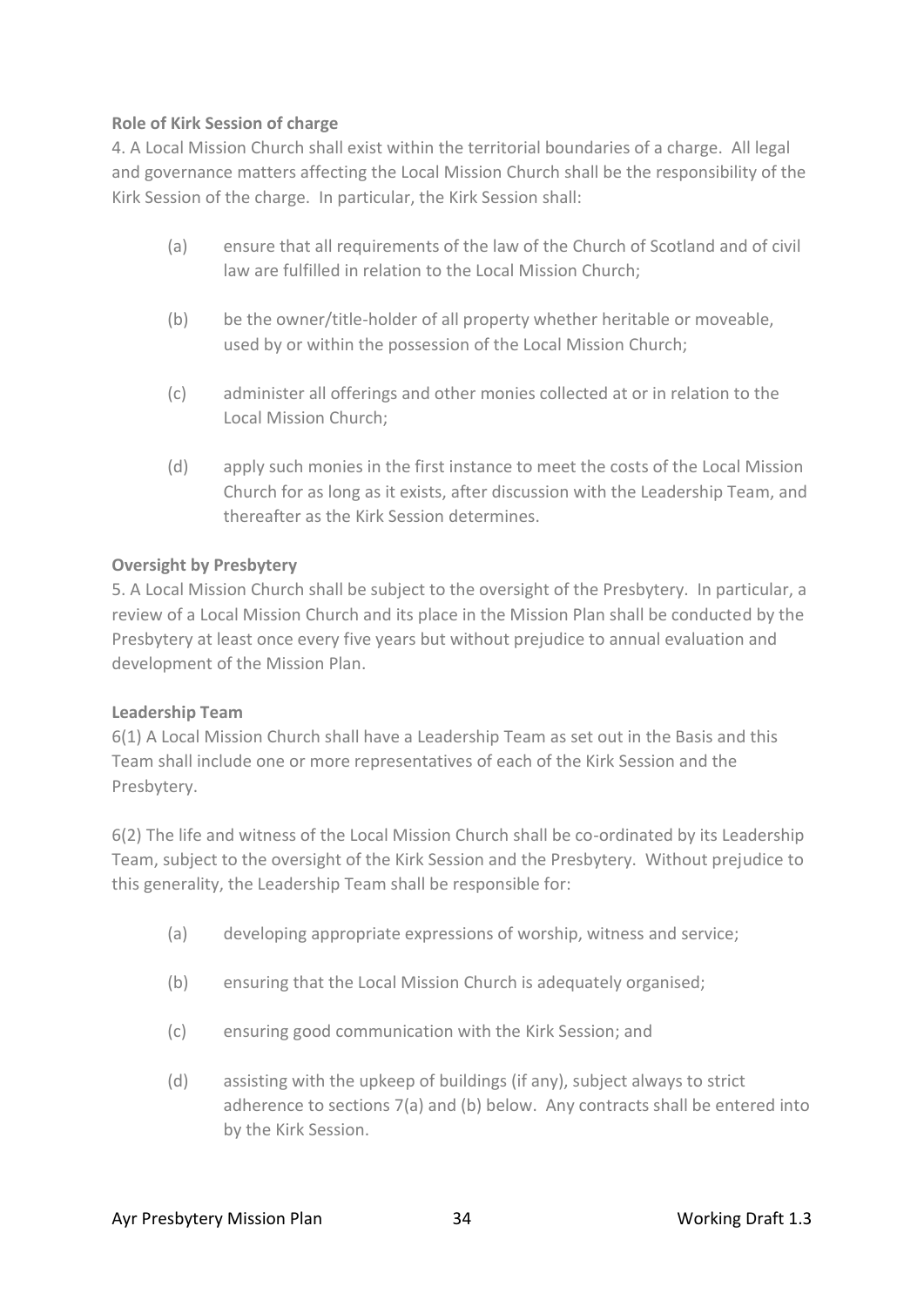**Role of Kirk Session of charge**

4. A Local Mission Church shall exist within the territorial boundaries of a charge. All legal and governance matters affecting the Local Mission Church shall be the responsibility of the Kirk Session of the charge. In particular, the Kirk Session shall:

(a) ensure that all requirements of the law of the Church of Scotland and of civil law are fulfilled in relation to the Local Mission Church;

(b) be the owner/title-holder of all property whether heritable or moveable, used by or within the possession of the Local Mission Church;

(c) administer all offerings and other monies collected at or in relation to the Local Mission Church;

(d) apply such monies in the first instance to meet the costs of the Local Mission Church for as long as it exists, after discussion with the Leadership Team, and thereafter as the Kirk Session determines.

**Oversight by Presbytery**

5. A Local Mission Church shall be subject to the oversight of the Presbytery. In particular, a review of a Local Mission Church and its place in the Mission Plan shall be conducted by the Presbytery at least once every five years but without prejudice to annual evaluation and development of the Mission Plan.

**Leadership Team**

6(1) A Local Mission Church shall have a Leadership Team as set out in the Basis and this Team shall include one or more representatives of each of the Kirk Session and the Presbytery.

6(2) The life and witness of the Local Mission Church shall be co-ordinated by its Leadership Team, subject to the oversight of the Kirk Session and the Presbytery. Without prejudice to this generality, the Leadership Team shall be responsible for:

(a) developing appropriate expressions of worship, witness and service;

(b) ensuring that the Local Mission Church is adequately organised;

(c) ensuring good communication with the Kirk Session; and

(d) assisting with the upkeep of buildings (if any), subject always to strict adherence to sections 7(a) and (b) below. Any contracts shall be entered into by the Kirk Session.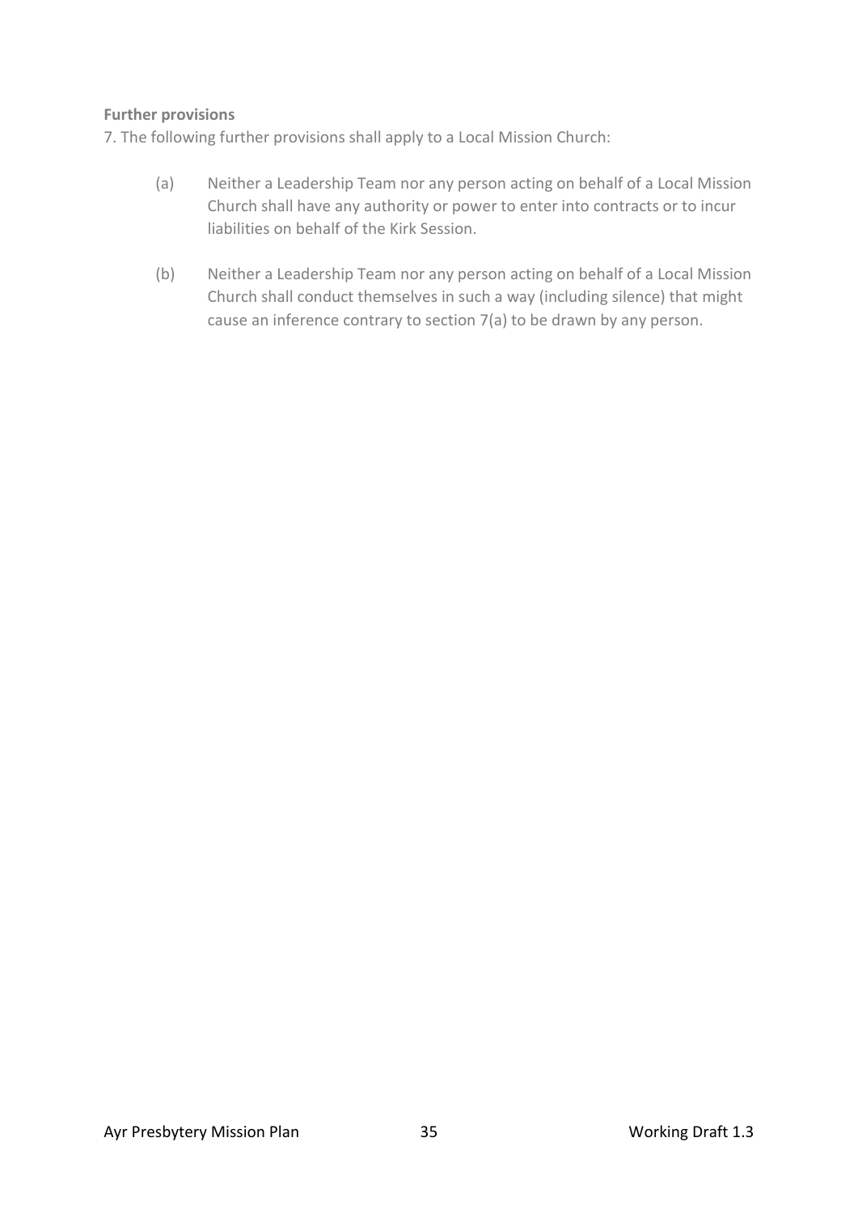**Further provisions**

7. The following further provisions shall apply to a Local Mission Church:

(a) Neither a Leadership Team nor any person acting on behalf of a Local Mission Church shall have any authority or power to enter into contracts or to incur liabilities on behalf of the Kirk Session.

(b) Neither a Leadership Team nor any person acting on behalf of a Local Mission Church shall conduct themselves in such a way (including silence) that might cause an inference contrary to section 7(a) to be drawn by any person.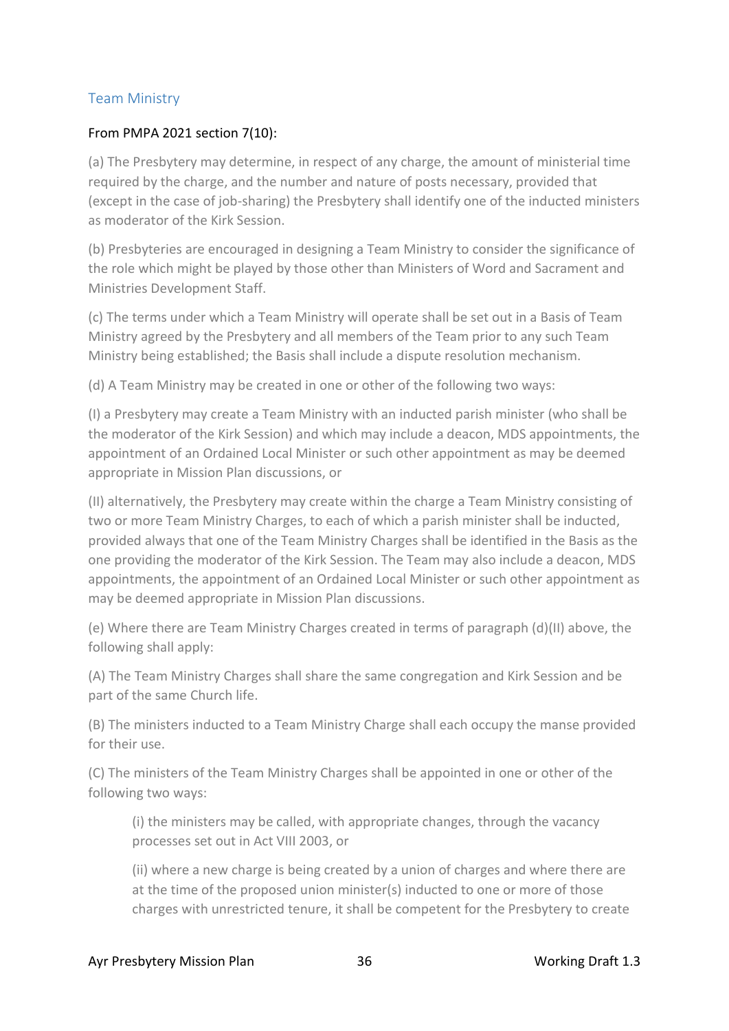## Team Ministry

From PMPA 2021 section 7(10):

(a) The Presbytery may determine, in respect of any charge, the amount of ministerial time required by the charge, and the number and nature of posts necessary, provided that (except in the case of job-sharing) the Presbytery shall identify one of the inducted ministers as moderator of the Kirk Session.

(b) Presbyteries are encouraged in designing a Team Ministry to consider the significance of the role which might be played by those other than Ministers of Word and Sacrament and Ministries Development Staff.

(c) The terms under which a Team Ministry will operate shall be set out in a Basis of Team Ministry agreed by the Presbytery and all members of the Team prior to any such Team Ministry being established; the Basis shall include a dispute resolution mechanism.

(d) A Team Ministry may be created in one or other of the following two ways:

(I) a Presbytery may create a Team Ministry with an inducted parish minister (who shall be the moderator of the Kirk Session) and which may include a deacon, MDS appointments, the appointment of an Ordained Local Minister or such other appointment as may be deemed appropriate in Mission Plan discussions, or

(II) alternatively, the Presbytery may create within the charge a Team Ministry consisting of two or more Team Ministry Charges, to each of which a parish minister shall be inducted, provided always that one of the Team Ministry Charges shall be identified in the Basis as the one providing the moderator of the Kirk Session. The Team may also include a deacon, MDS appointments, the appointment of an Ordained Local Minister or such other appointment as may be deemed appropriate in Mission Plan discussions.

(e) Where there are Team Ministry Charges created in terms of paragraph (d)(II) above, the following shall apply:

(A) The Team Ministry Charges shall share the same congregation and Kirk Session and be part of the same Church life.

(B) The ministers inducted to a Team Ministry Charge shall each occupy the manse provided for their use.

(C) The ministers of the Team Ministry Charges shall be appointed in one or other of the following two ways:

> (i) the ministers may be called, with appropriate changes, through the vacancy processes set out in Act VIII 2003, or
>
> (ii) where a new charge is being created by a union of charges and where there are at the time of the proposed union minister(s) inducted to one or more of those charges with unrestricted tenure, it shall be competent for the Presbytery to create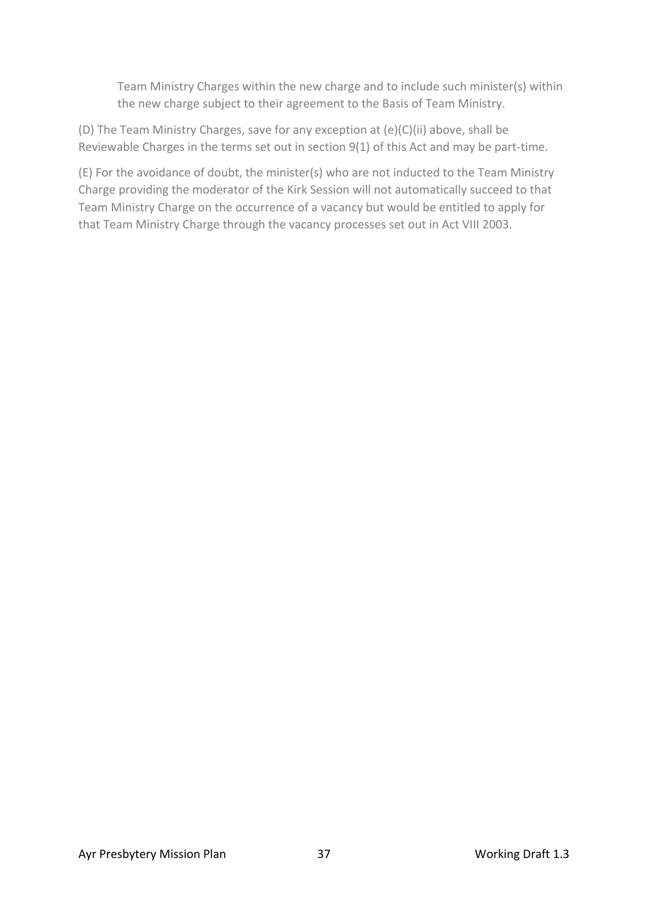Team Ministry Charges within the new charge and to include such minister(s) within the new charge subject to their agreement to the Basis of Team Ministry.

(D) The Team Ministry Charges, save for any exception at (e)(C)(ii) above, shall be Reviewable Charges in the terms set out in section 9(1) of this Act and may be part-time.

(E) For the avoidance of doubt, the minister(s) who are not inducted to the Team Ministry Charge providing the moderator of the Kirk Session will not automatically succeed to that Team Ministry Charge on the occurrence of a vacancy but would be entitled to apply for that Team Ministry Charge through the vacancy processes set out in Act VIII 2003.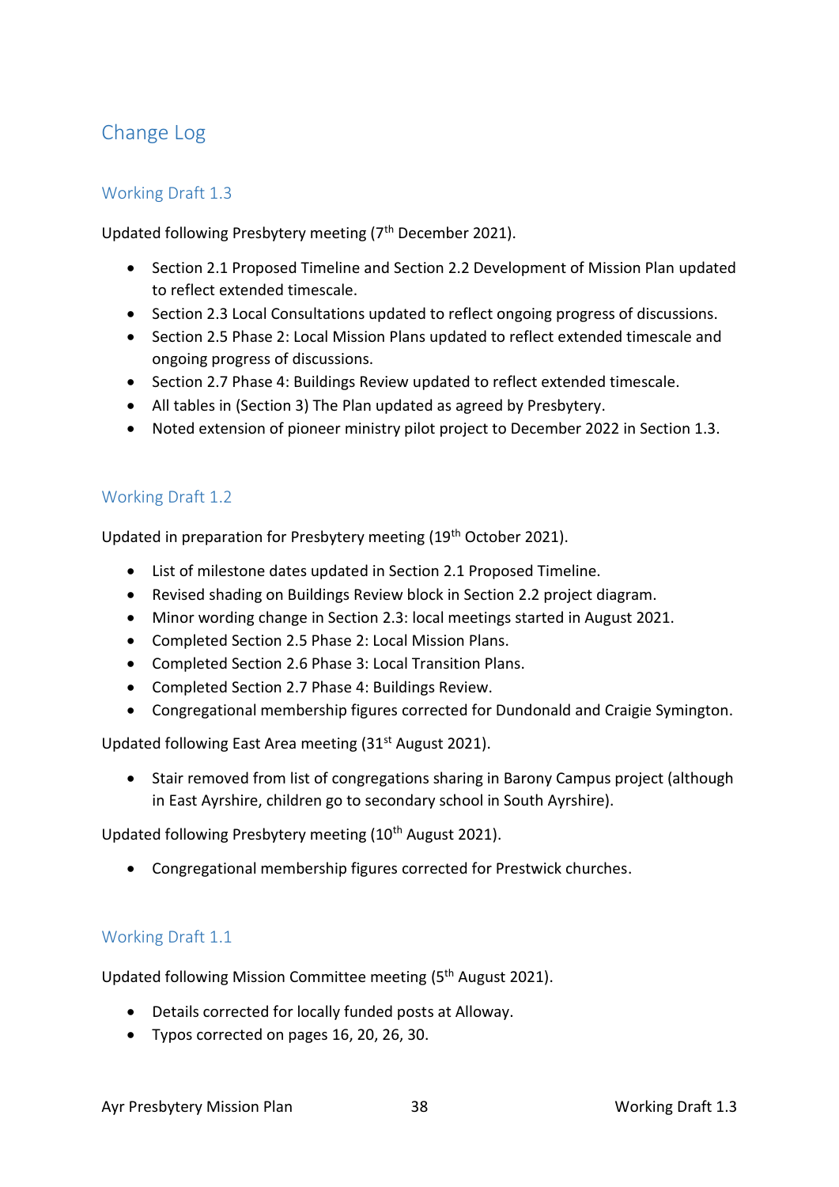# Change Log

## Working Draft 1.3

Updated following Presbytery meeting (7th December 2021).

- Section 2.1 Proposed Timeline and Section 2.2 Development of Mission Plan updated to reflect extended timescale.
- Section 2.3 Local Consultations updated to reflect ongoing progress of discussions.
- Section 2.5 Phase 2: Local Mission Plans updated to reflect extended timescale and ongoing progress of discussions.
- Section 2.7 Phase 4: Buildings Review updated to reflect extended timescale.
- All tables in (Section 3) The Plan updated as agreed by Presbytery.
- Noted extension of pioneer ministry pilot project to December 2022 in Section 1.3.

## Working Draft 1.2

Updated in preparation for Presbytery meeting (19th October 2021).

- List of milestone dates updated in Section 2.1 Proposed Timeline.
- Revised shading on Buildings Review block in Section 2.2 project diagram.
- Minor wording change in Section 2.3: local meetings started in August 2021.
- Completed Section 2.5 Phase 2: Local Mission Plans.
- Completed Section 2.6 Phase 3: Local Transition Plans.
- Completed Section 2.7 Phase 4: Buildings Review.
- Congregational membership figures corrected for Dundonald and Craigie Symington.

Updated following East Area meeting (31st August 2021).

- Stair removed from list of congregations sharing in Barony Campus project (although in East Ayrshire, children go to secondary school in South Ayrshire).

Updated following Presbytery meeting (10th August 2021).

- Congregational membership figures corrected for Prestwick churches.

## Working Draft 1.1

Updated following Mission Committee meeting (5th August 2021).

- Details corrected for locally funded posts at Alloway.
- Typos corrected on pages 16, 20, 26, 30.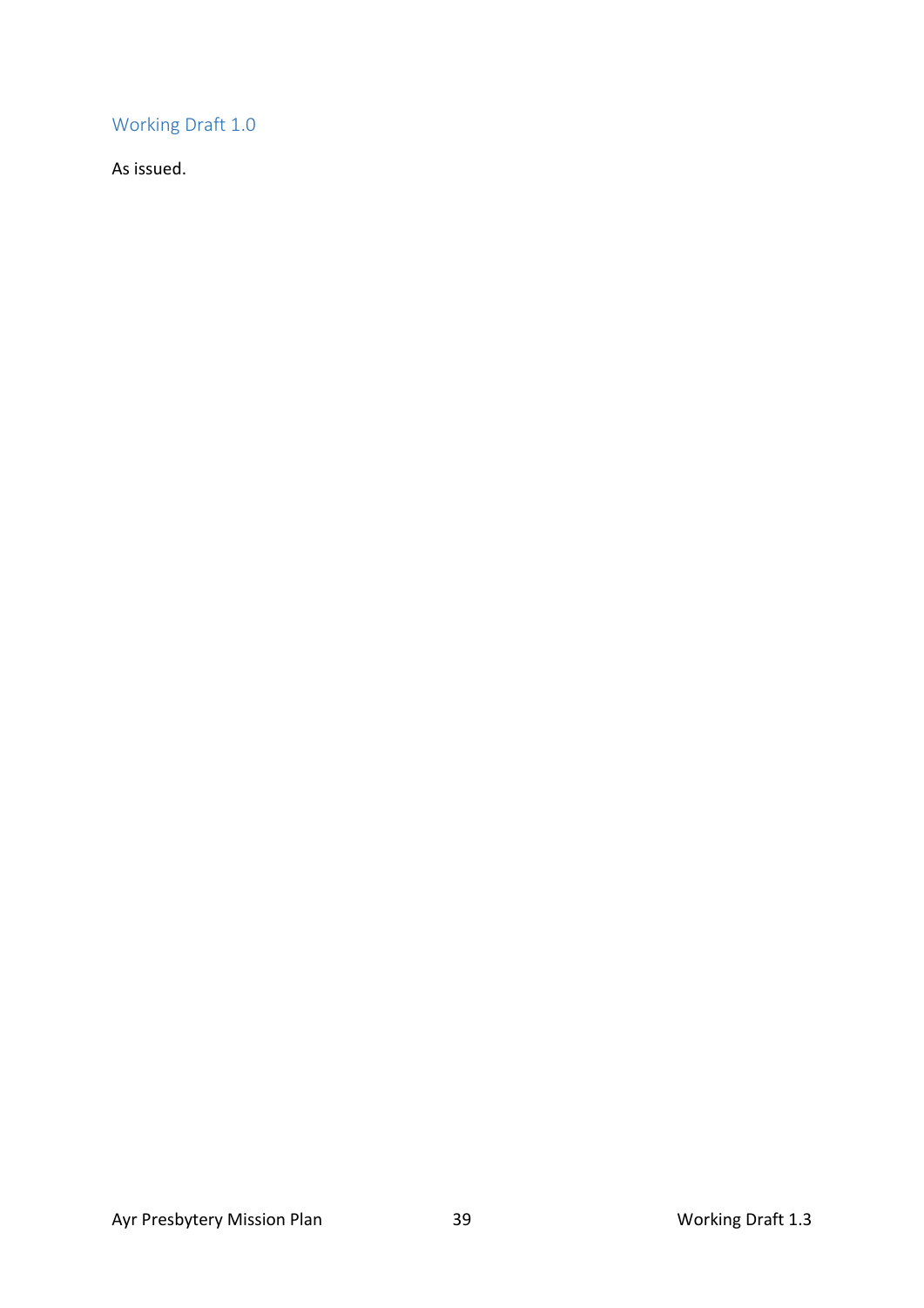### Working Draft 1.0

As issued.